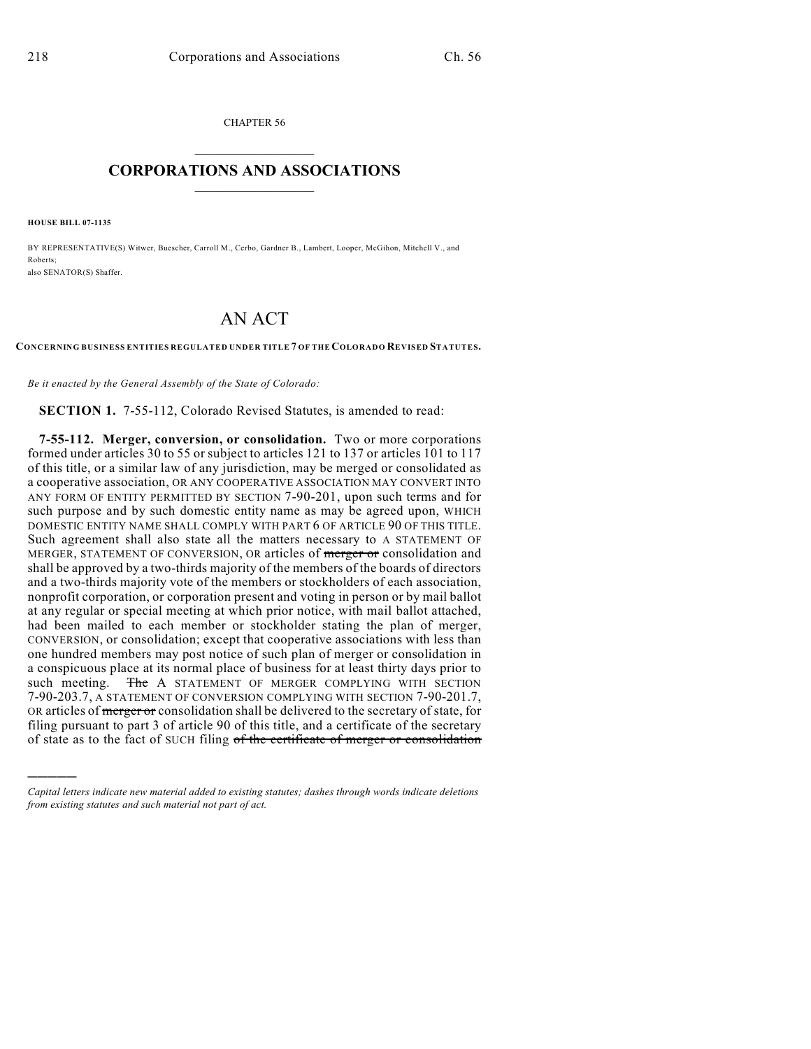CHAPTER 56

# CORPORATIONS AND ASSOCIATIONS

**HOUSE BILL 07-1135**

BY REPRESENTATIVE(S) Witwer, Buescher, Carroll M., Cerbo, Gardner B., Lambert, Looper, McGihon, Mitchell V., and Roberts;
also SENATOR(S) Shaffer.

# AN ACT

**CONCERNING BUSINESS ENTITIES REGULATED UNDER TITLE 7 OF THE COLORADO REVISED STATUTES.**

*Be it enacted by the General Assembly of the State of Colorado:*

**SECTION 1.** 7-55-112, Colorado Revised Statutes, is amended to read:

**7-55-112. Merger, conversion, or consolidation.** Two or more corporations formed under articles 30 to 55 or subject to articles 121 to 137 or articles 101 to 117 of this title, or a similar law of any jurisdiction, may be merged or consolidated as a cooperative association, OR ANY COOPERATIVE ASSOCIATION MAY CONVERT INTO ANY FORM OF ENTITY PERMITTED BY SECTION 7-90-201, upon such terms and for such purpose and by such domestic entity name as may be agreed upon, WHICH DOMESTIC ENTITY NAME SHALL COMPLY WITH PART 6 OF ARTICLE 90 OF THIS TITLE. Such agreement shall also state all the matters necessary to A STATEMENT OF MERGER, STATEMENT OF CONVERSION, OR articles of ~~merger or~~ consolidation and shall be approved by a two-thirds majority of the members of the boards of directors and a two-thirds majority vote of the members or stockholders of each association, nonprofit corporation, or corporation present and voting in person or by mail ballot at any regular or special meeting at which prior notice, with mail ballot attached, had been mailed to each member or stockholder stating the plan of merger, CONVERSION, or consolidation; except that cooperative associations with less than one hundred members may post notice of such plan of merger or consolidation in a conspicuous place at its normal place of business for at least thirty days prior to such meeting. ~~The~~ A STATEMENT OF MERGER COMPLYING WITH SECTION 7-90-203.7, A STATEMENT OF CONVERSION COMPLYING WITH SECTION 7-90-201.7, OR articles of ~~merger or~~ consolidation shall be delivered to the secretary of state, for filing pursuant to part 3 of article 90 of this title, and a certificate of the secretary of state as to the fact of SUCH filing ~~of the certificate of merger or consolidation~~

*Capital letters indicate new material added to existing statutes; dashes through words indicate deletions from existing statutes and such material not part of act.*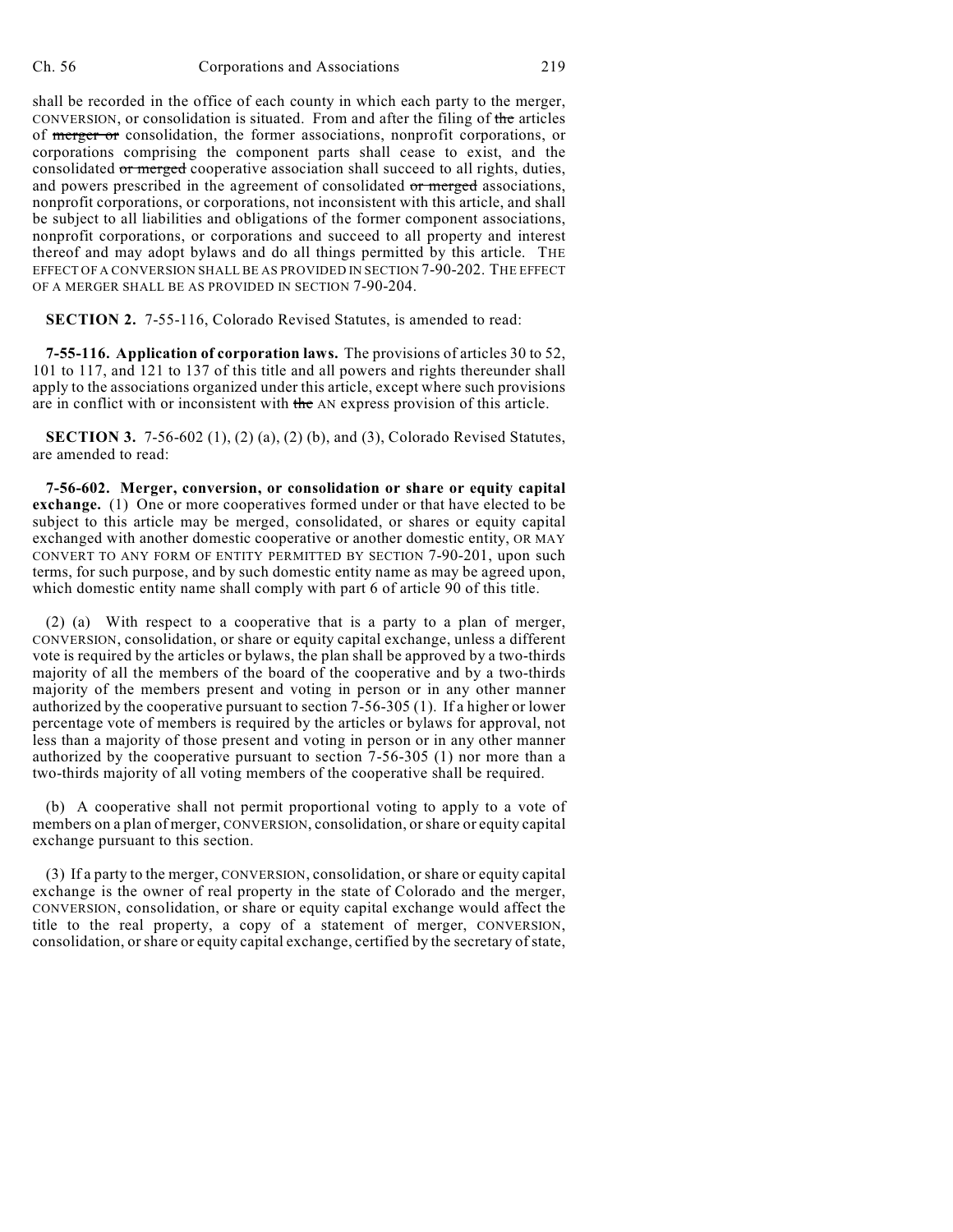shall be recorded in the office of each county in which each party to the merger, CONVERSION, or consolidation is situated. From and after the filing of ~~the~~ articles of ~~merger or~~ consolidation, the former associations, nonprofit corporations, or corporations comprising the component parts shall cease to exist, and the consolidated ~~or merged~~ cooperative association shall succeed to all rights, duties, and powers prescribed in the agreement of consolidated ~~or merged~~ associations, nonprofit corporations, or corporations, not inconsistent with this article, and shall be subject to all liabilities and obligations of the former component associations, nonprofit corporations, or corporations and succeed to all property and interest thereof and may adopt bylaws and do all things permitted by this article. THE EFFECT OF A CONVERSION SHALL BE AS PROVIDED IN SECTION 7-90-202. THE EFFECT OF A MERGER SHALL BE AS PROVIDED IN SECTION 7-90-204.

**SECTION 2.** 7-55-116, Colorado Revised Statutes, is amended to read:

**7-55-116. Application of corporation laws.** The provisions of articles 30 to 52, 101 to 117, and 121 to 137 of this title and all powers and rights thereunder shall apply to the associations organized under this article, except where such provisions are in conflict with or inconsistent with ~~the~~ AN express provision of this article.

**SECTION 3.** 7-56-602 (1), (2) (a), (2) (b), and (3), Colorado Revised Statutes, are amended to read:

**7-56-602. Merger, conversion, or consolidation or share or equity capital exchange.** (1) One or more cooperatives formed under or that have elected to be subject to this article may be merged, consolidated, or shares or equity capital exchanged with another domestic cooperative or another domestic entity, OR MAY CONVERT TO ANY FORM OF ENTITY PERMITTED BY SECTION 7-90-201, upon such terms, for such purpose, and by such domestic entity name as may be agreed upon, which domestic entity name shall comply with part 6 of article 90 of this title.

(2) (a) With respect to a cooperative that is a party to a plan of merger, CONVERSION, consolidation, or share or equity capital exchange, unless a different vote is required by the articles or bylaws, the plan shall be approved by a two-thirds majority of all the members of the board of the cooperative and by a two-thirds majority of the members present and voting in person or in any other manner authorized by the cooperative pursuant to section 7-56-305 (1). If a higher or lower percentage vote of members is required by the articles or bylaws for approval, not less than a majority of those present and voting in person or in any other manner authorized by the cooperative pursuant to section 7-56-305 (1) nor more than a two-thirds majority of all voting members of the cooperative shall be required.

(b) A cooperative shall not permit proportional voting to apply to a vote of members on a plan of merger, CONVERSION, consolidation, or share or equity capital exchange pursuant to this section.

(3) If a party to the merger, CONVERSION, consolidation, or share or equity capital exchange is the owner of real property in the state of Colorado and the merger, CONVERSION, consolidation, or share or equity capital exchange would affect the title to the real property, a copy of a statement of merger, CONVERSION, consolidation, or share or equity capital exchange, certified by the secretary of state,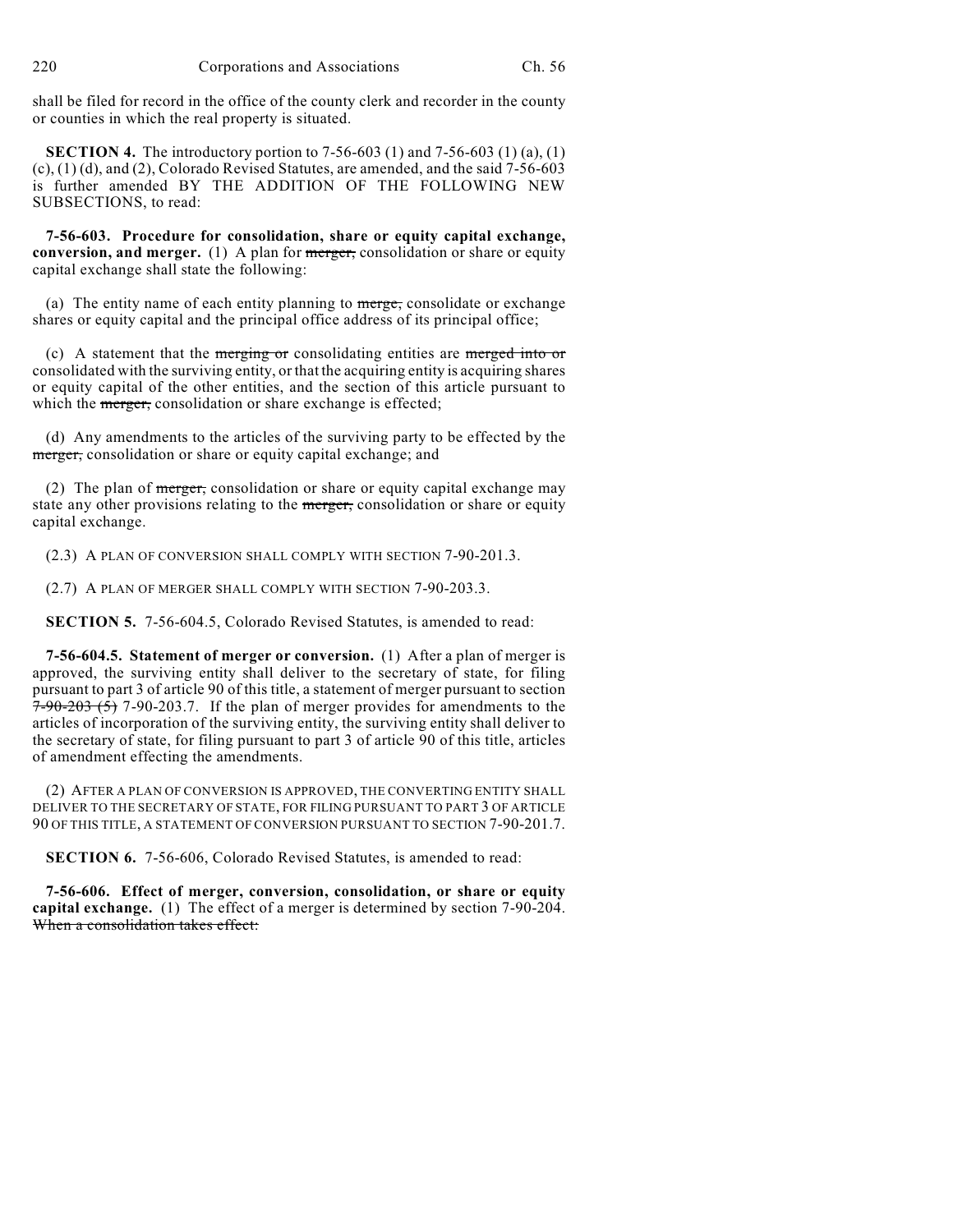shall be filed for record in the office of the county clerk and recorder in the county or counties in which the real property is situated.

**SECTION 4.** The introductory portion to 7-56-603 (1) and 7-56-603 (1) (a), (1) (c), (1) (d), and (2), Colorado Revised Statutes, are amended, and the said 7-56-603 is further amended BY THE ADDITION OF THE FOLLOWING NEW SUBSECTIONS, to read:

**7-56-603. Procedure for consolidation, share or equity capital exchange, conversion, and merger.** (1) A plan for ~~merger,~~ consolidation or share or equity capital exchange shall state the following:

(a) The entity name of each entity planning to ~~merge,~~ consolidate or exchange shares or equity capital and the principal office address of its principal office;

(c) A statement that the ~~merging or~~ consolidating entities are ~~merged into or~~ consolidated with the surviving entity, or that the acquiring entity is acquiring shares or equity capital of the other entities, and the section of this article pursuant to which the ~~merger,~~ consolidation or share exchange is effected;

(d) Any amendments to the articles of the surviving party to be effected by the ~~merger,~~ consolidation or share or equity capital exchange; and

(2) The plan of ~~merger,~~ consolidation or share or equity capital exchange may state any other provisions relating to the ~~merger,~~ consolidation or share or equity capital exchange.

(2.3) A PLAN OF CONVERSION SHALL COMPLY WITH SECTION 7-90-201.3.

(2.7) A PLAN OF MERGER SHALL COMPLY WITH SECTION 7-90-203.3.

**SECTION 5.** 7-56-604.5, Colorado Revised Statutes, is amended to read:

**7-56-604.5. Statement of merger or conversion.** (1) After a plan of merger is approved, the surviving entity shall deliver to the secretary of state, for filing pursuant to part 3 of article 90 of this title, a statement of merger pursuant to section ~~7-90-203 (5)~~ 7-90-203.7. If the plan of merger provides for amendments to the articles of incorporation of the surviving entity, the surviving entity shall deliver to the secretary of state, for filing pursuant to part 3 of article 90 of this title, articles of amendment effecting the amendments.

(2) AFTER A PLAN OF CONVERSION IS APPROVED, THE CONVERTING ENTITY SHALL DELIVER TO THE SECRETARY OF STATE, FOR FILING PURSUANT TO PART 3 OF ARTICLE 90 OF THIS TITLE, A STATEMENT OF CONVERSION PURSUANT TO SECTION 7-90-201.7.

**SECTION 6.** 7-56-606, Colorado Revised Statutes, is amended to read:

**7-56-606. Effect of merger, conversion, consolidation, or share or equity capital exchange.** (1) The effect of a merger is determined by section 7-90-204. ~~When a consolidation takes effect:~~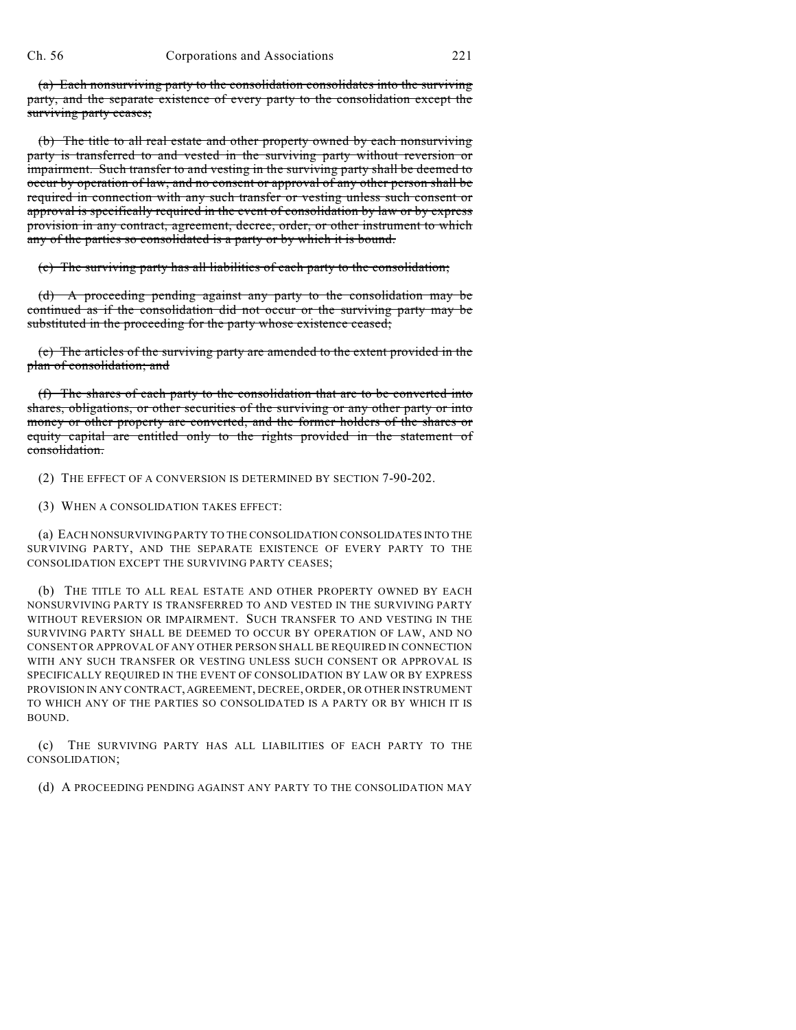~~(a) Each nonsurviving party to the consolidation consolidates into the surviving party, and the separate existence of every party to the consolidation except the surviving party ceases;~~

~~(b) The title to all real estate and other property owned by each nonsurviving party is transferred to and vested in the surviving party without reversion or impairment. Such transfer to and vesting in the surviving party shall be deemed to occur by operation of law, and no consent or approval of any other person shall be required in connection with any such transfer or vesting unless such consent or approval is specifically required in the event of consolidation by law or by express provision in any contract, agreement, decree, order, or other instrument to which any of the parties so consolidated is a party or by which it is bound.~~

~~(c) The surviving party has all liabilities of each party to the consolidation;~~

~~(d) A proceeding pending against any party to the consolidation may be continued as if the consolidation did not occur or the surviving party may be substituted in the proceeding for the party whose existence ceased;~~

~~(e) The articles of the surviving party are amended to the extent provided in the plan of consolidation; and~~

~~(f) The shares of each party to the consolidation that are to be converted into shares, obligations, or other securities of the surviving or any other party or into money or other property are converted, and the former holders of the shares or equity capital are entitled only to the rights provided in the statement of consolidation.~~

(2) THE EFFECT OF A CONVERSION IS DETERMINED BY SECTION 7-90-202.

(3) WHEN A CONSOLIDATION TAKES EFFECT:

(a) EACH NONSURVIVING PARTY TO THE CONSOLIDATION CONSOLIDATES INTO THE SURVIVING PARTY, AND THE SEPARATE EXISTENCE OF EVERY PARTY TO THE CONSOLIDATION EXCEPT THE SURVIVING PARTY CEASES;

(b) THE TITLE TO ALL REAL ESTATE AND OTHER PROPERTY OWNED BY EACH NONSURVIVING PARTY IS TRANSFERRED TO AND VESTED IN THE SURVIVING PARTY WITHOUT REVERSION OR IMPAIRMENT. SUCH TRANSFER TO AND VESTING IN THE SURVIVING PARTY SHALL BE DEEMED TO OCCUR BY OPERATION OF LAW, AND NO CONSENT OR APPROVAL OF ANY OTHER PERSON SHALL BE REQUIRED IN CONNECTION WITH ANY SUCH TRANSFER OR VESTING UNLESS SUCH CONSENT OR APPROVAL IS SPECIFICALLY REQUIRED IN THE EVENT OF CONSOLIDATION BY LAW OR BY EXPRESS PROVISION IN ANY CONTRACT, AGREEMENT, DECREE, ORDER, OR OTHER INSTRUMENT TO WHICH ANY OF THE PARTIES SO CONSOLIDATED IS A PARTY OR BY WHICH IT IS BOUND.

(c) THE SURVIVING PARTY HAS ALL LIABILITIES OF EACH PARTY TO THE CONSOLIDATION;

(d) A PROCEEDING PENDING AGAINST ANY PARTY TO THE CONSOLIDATION MAY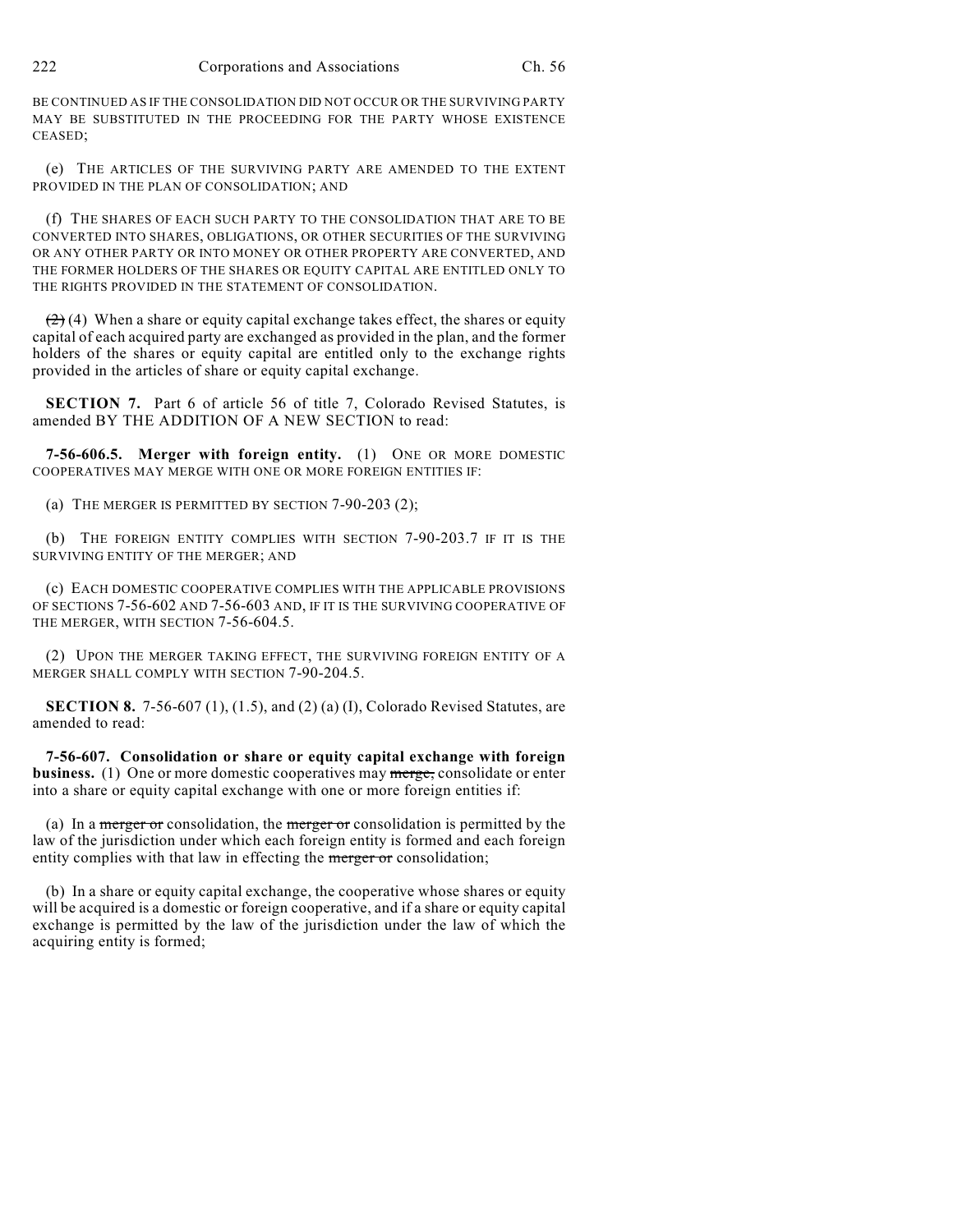BE CONTINUED AS IF THE CONSOLIDATION DID NOT OCCUR OR THE SURVIVING PARTY MAY BE SUBSTITUTED IN THE PROCEEDING FOR THE PARTY WHOSE EXISTENCE CEASED;

(e) THE ARTICLES OF THE SURVIVING PARTY ARE AMENDED TO THE EXTENT PROVIDED IN THE PLAN OF CONSOLIDATION; AND

(f) THE SHARES OF EACH SUCH PARTY TO THE CONSOLIDATION THAT ARE TO BE CONVERTED INTO SHARES, OBLIGATIONS, OR OTHER SECURITIES OF THE SURVIVING OR ANY OTHER PARTY OR INTO MONEY OR OTHER PROPERTY ARE CONVERTED, AND THE FORMER HOLDERS OF THE SHARES OR EQUITY CAPITAL ARE ENTITLED ONLY TO THE RIGHTS PROVIDED IN THE STATEMENT OF CONSOLIDATION.

~~(2)~~ (4) When a share or equity capital exchange takes effect, the shares or equity capital of each acquired party are exchanged as provided in the plan, and the former holders of the shares or equity capital are entitled only to the exchange rights provided in the articles of share or equity capital exchange.

**SECTION 7.** Part 6 of article 56 of title 7, Colorado Revised Statutes, is amended BY THE ADDITION OF A NEW SECTION to read:

**7-56-606.5. Merger with foreign entity.** (1) ONE OR MORE DOMESTIC COOPERATIVES MAY MERGE WITH ONE OR MORE FOREIGN ENTITIES IF:

(a) THE MERGER IS PERMITTED BY SECTION 7-90-203 (2);

(b) THE FOREIGN ENTITY COMPLIES WITH SECTION 7-90-203.7 IF IT IS THE SURVIVING ENTITY OF THE MERGER; AND

(c) EACH DOMESTIC COOPERATIVE COMPLIES WITH THE APPLICABLE PROVISIONS OF SECTIONS 7-56-602 AND 7-56-603 AND, IF IT IS THE SURVIVING COOPERATIVE OF THE MERGER, WITH SECTION 7-56-604.5.

(2) UPON THE MERGER TAKING EFFECT, THE SURVIVING FOREIGN ENTITY OF A MERGER SHALL COMPLY WITH SECTION 7-90-204.5.

**SECTION 8.** 7-56-607 (1), (1.5), and (2) (a) (I), Colorado Revised Statutes, are amended to read:

**7-56-607. Consolidation or share or equity capital exchange with foreign business.** (1) One or more domestic cooperatives may ~~merge,~~ consolidate or enter into a share or equity capital exchange with one or more foreign entities if:

(a) In a ~~merger or~~ consolidation, the ~~merger or~~ consolidation is permitted by the law of the jurisdiction under which each foreign entity is formed and each foreign entity complies with that law in effecting the ~~merger or~~ consolidation;

(b) In a share or equity capital exchange, the cooperative whose shares or equity will be acquired is a domestic or foreign cooperative, and if a share or equity capital exchange is permitted by the law of the jurisdiction under the law of which the acquiring entity is formed;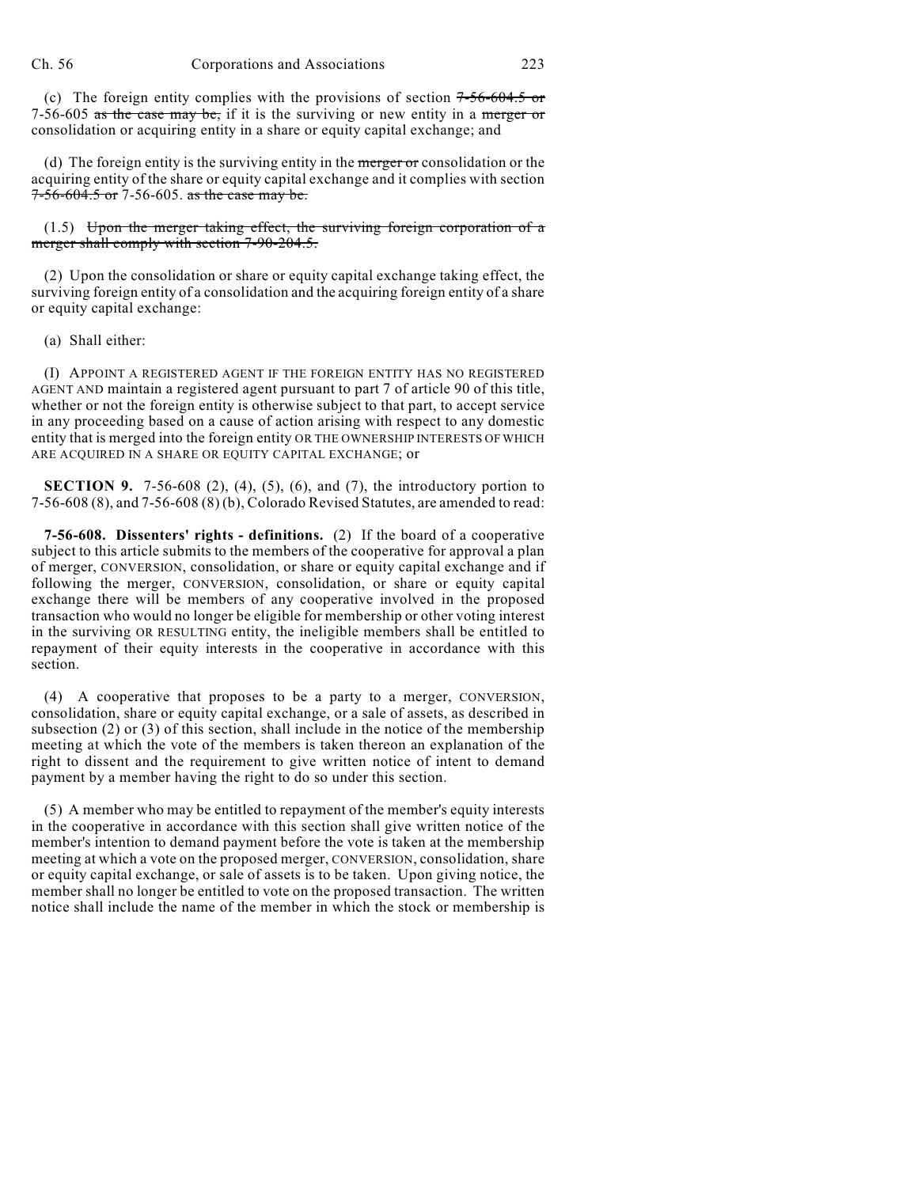(c) The foreign entity complies with the provisions of section ~~7-56-604.5 or~~ 7-56-605 ~~as the case may be,~~ if it is the surviving or new entity in a ~~merger or~~ consolidation or acquiring entity in a share or equity capital exchange; and

(d) The foreign entity is the surviving entity in the ~~merger or~~ consolidation or the acquiring entity of the share or equity capital exchange and it complies with section ~~7-56-604.5 or~~ 7-56-605. ~~as the case may be.~~

(1.5) ~~Upon the merger taking effect, the surviving foreign corporation of a merger shall comply with section 7-90-204.5.~~

(2) Upon the consolidation or share or equity capital exchange taking effect, the surviving foreign entity of a consolidation and the acquiring foreign entity of a share or equity capital exchange:

(a) Shall either:

(I) APPOINT A REGISTERED AGENT IF THE FOREIGN ENTITY HAS NO REGISTERED AGENT AND maintain a registered agent pursuant to part 7 of article 90 of this title, whether or not the foreign entity is otherwise subject to that part, to accept service in any proceeding based on a cause of action arising with respect to any domestic entity that is merged into the foreign entity OR THE OWNERSHIP INTERESTS OF WHICH ARE ACQUIRED IN A SHARE OR EQUITY CAPITAL EXCHANGE; or

**SECTION 9.** 7-56-608 (2), (4), (5), (6), and (7), the introductory portion to 7-56-608 (8), and 7-56-608 (8) (b), Colorado Revised Statutes, are amended to read:

**7-56-608. Dissenters' rights - definitions.** (2) If the board of a cooperative subject to this article submits to the members of the cooperative for approval a plan of merger, CONVERSION, consolidation, or share or equity capital exchange and if following the merger, CONVERSION, consolidation, or share or equity capital exchange there will be members of any cooperative involved in the proposed transaction who would no longer be eligible for membership or other voting interest in the surviving OR RESULTING entity, the ineligible members shall be entitled to repayment of their equity interests in the cooperative in accordance with this section.

(4) A cooperative that proposes to be a party to a merger, CONVERSION, consolidation, share or equity capital exchange, or a sale of assets, as described in subsection (2) or (3) of this section, shall include in the notice of the membership meeting at which the vote of the members is taken thereon an explanation of the right to dissent and the requirement to give written notice of intent to demand payment by a member having the right to do so under this section.

(5) A member who may be entitled to repayment of the member's equity interests in the cooperative in accordance with this section shall give written notice of the member's intention to demand payment before the vote is taken at the membership meeting at which a vote on the proposed merger, CONVERSION, consolidation, share or equity capital exchange, or sale of assets is to be taken. Upon giving notice, the member shall no longer be entitled to vote on the proposed transaction. The written notice shall include the name of the member in which the stock or membership is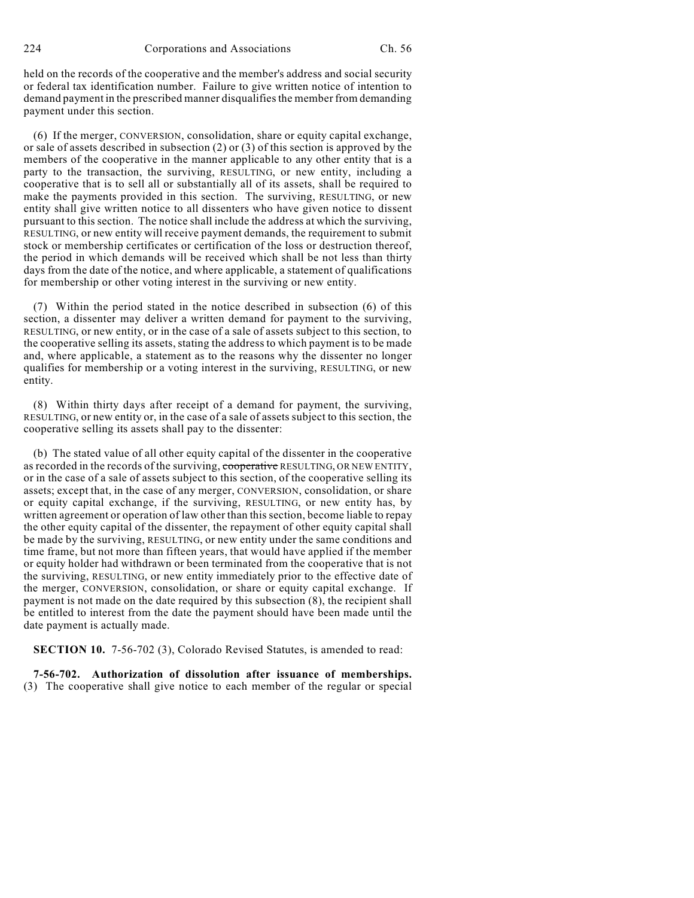held on the records of the cooperative and the member's address and social security or federal tax identification number. Failure to give written notice of intention to demand payment in the prescribed manner disqualifies the member from demanding payment under this section.

(6) If the merger, CONVERSION, consolidation, share or equity capital exchange, or sale of assets described in subsection (2) or (3) of this section is approved by the members of the cooperative in the manner applicable to any other entity that is a party to the transaction, the surviving, RESULTING, or new entity, including a cooperative that is to sell all or substantially all of its assets, shall be required to make the payments provided in this section. The surviving, RESULTING, or new entity shall give written notice to all dissenters who have given notice to dissent pursuant to this section. The notice shall include the address at which the surviving, RESULTING, or new entity will receive payment demands, the requirement to submit stock or membership certificates or certification of the loss or destruction thereof, the period in which demands will be received which shall be not less than thirty days from the date of the notice, and where applicable, a statement of qualifications for membership or other voting interest in the surviving or new entity.

(7) Within the period stated in the notice described in subsection (6) of this section, a dissenter may deliver a written demand for payment to the surviving, RESULTING, or new entity, or in the case of a sale of assets subject to this section, to the cooperative selling its assets, stating the address to which payment is to be made and, where applicable, a statement as to the reasons why the dissenter no longer qualifies for membership or a voting interest in the surviving, RESULTING, or new entity.

(8) Within thirty days after receipt of a demand for payment, the surviving, RESULTING, or new entity or, in the case of a sale of assets subject to this section, the cooperative selling its assets shall pay to the dissenter:

(b) The stated value of all other equity capital of the dissenter in the cooperative as recorded in the records of the surviving, ~~cooperative~~ RESULTING, OR NEW ENTITY, or in the case of a sale of assets subject to this section, of the cooperative selling its assets; except that, in the case of any merger, CONVERSION, consolidation, or share or equity capital exchange, if the surviving, RESULTING, or new entity has, by written agreement or operation of law other than this section, become liable to repay the other equity capital of the dissenter, the repayment of other equity capital shall be made by the surviving, RESULTING, or new entity under the same conditions and time frame, but not more than fifteen years, that would have applied if the member or equity holder had withdrawn or been terminated from the cooperative that is not the surviving, RESULTING, or new entity immediately prior to the effective date of the merger, CONVERSION, consolidation, or share or equity capital exchange. If payment is not made on the date required by this subsection (8), the recipient shall be entitled to interest from the date the payment should have been made until the date payment is actually made.

**SECTION 10.** 7-56-702 (3), Colorado Revised Statutes, is amended to read:

**7-56-702. Authorization of dissolution after issuance of memberships.** (3) The cooperative shall give notice to each member of the regular or special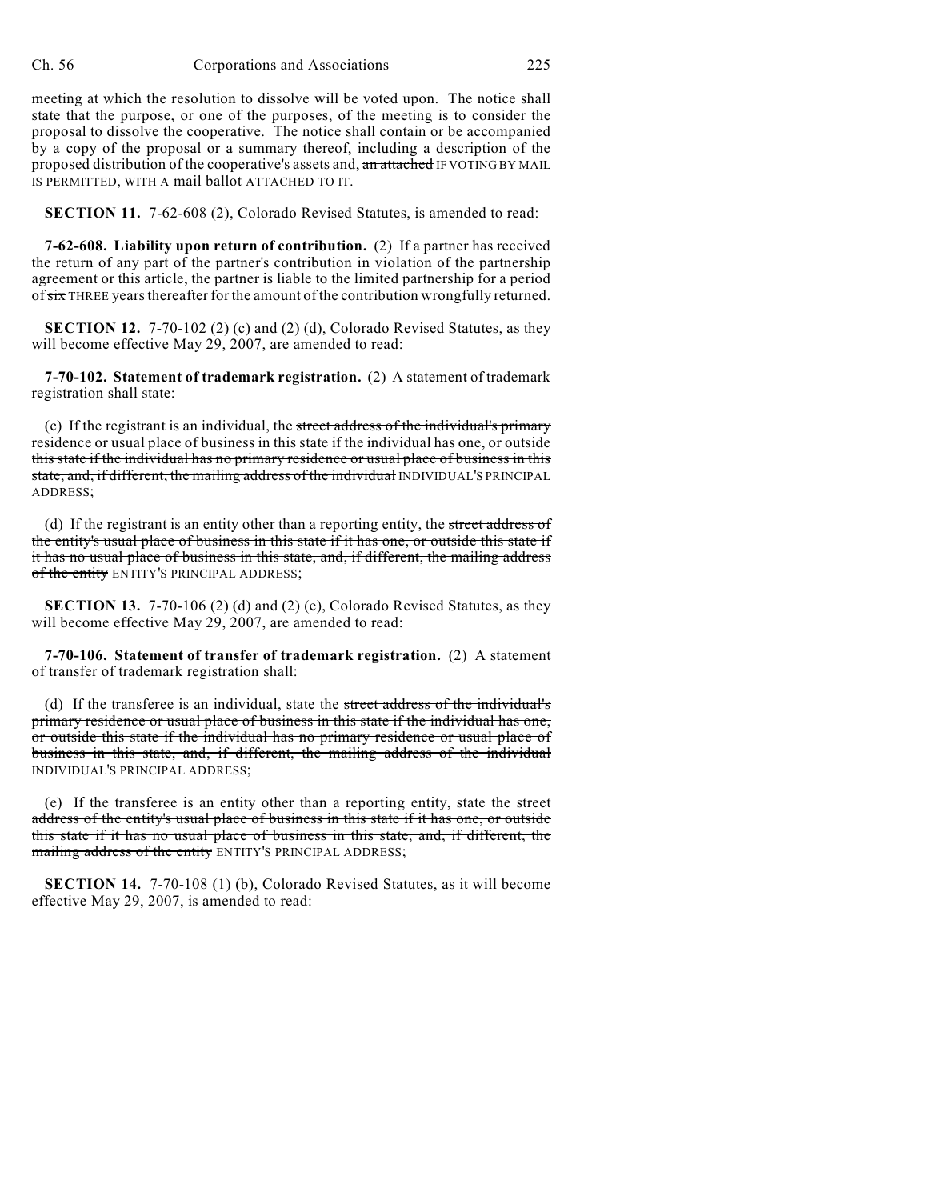meeting at which the resolution to dissolve will be voted upon. The notice shall state that the purpose, or one of the purposes, of the meeting is to consider the proposal to dissolve the cooperative. The notice shall contain or be accompanied by a copy of the proposal or a summary thereof, including a description of the proposed distribution of the cooperative's assets and, ~~an attached~~ IF VOTING BY MAIL IS PERMITTED, WITH A mail ballot ATTACHED TO IT.

**SECTION 11.** 7-62-608 (2), Colorado Revised Statutes, is amended to read:

**7-62-608. Liability upon return of contribution.** (2) If a partner has received the return of any part of the partner's contribution in violation of the partnership agreement or this article, the partner is liable to the limited partnership for a period of ~~six~~ THREE years thereafter for the amount of the contribution wrongfully returned.

**SECTION 12.** 7-70-102 (2) (c) and (2) (d), Colorado Revised Statutes, as they will become effective May 29, 2007, are amended to read:

**7-70-102. Statement of trademark registration.** (2) A statement of trademark registration shall state:

(c) If the registrant is an individual, the ~~street address of the individual's primary residence or usual place of business in this state if the individual has one, or outside this state if the individual has no primary residence or usual place of business in this state, and, if different, the mailing address of the individual~~ INDIVIDUAL'S PRINCIPAL ADDRESS;

(d) If the registrant is an entity other than a reporting entity, the ~~street address of the entity's usual place of business in this state if it has one, or outside this state if it has no usual place of business in this state, and, if different, the mailing address of the entity~~ ENTITY'S PRINCIPAL ADDRESS;

**SECTION 13.** 7-70-106 (2) (d) and (2) (e), Colorado Revised Statutes, as they will become effective May 29, 2007, are amended to read:

**7-70-106. Statement of transfer of trademark registration.** (2) A statement of transfer of trademark registration shall:

(d) If the transferee is an individual, state the ~~street address of the individual's primary residence or usual place of business in this state if the individual has one, or outside this state if the individual has no primary residence or usual place of business in this state, and, if different, the mailing address of the individual~~ INDIVIDUAL'S PRINCIPAL ADDRESS;

(e) If the transferee is an entity other than a reporting entity, state the ~~street address of the entity's usual place of business in this state if it has one, or outside this state if it has no usual place of business in this state, and, if different, the mailing address of the entity~~ ENTITY'S PRINCIPAL ADDRESS;

**SECTION 14.** 7-70-108 (1) (b), Colorado Revised Statutes, as it will become effective May 29, 2007, is amended to read: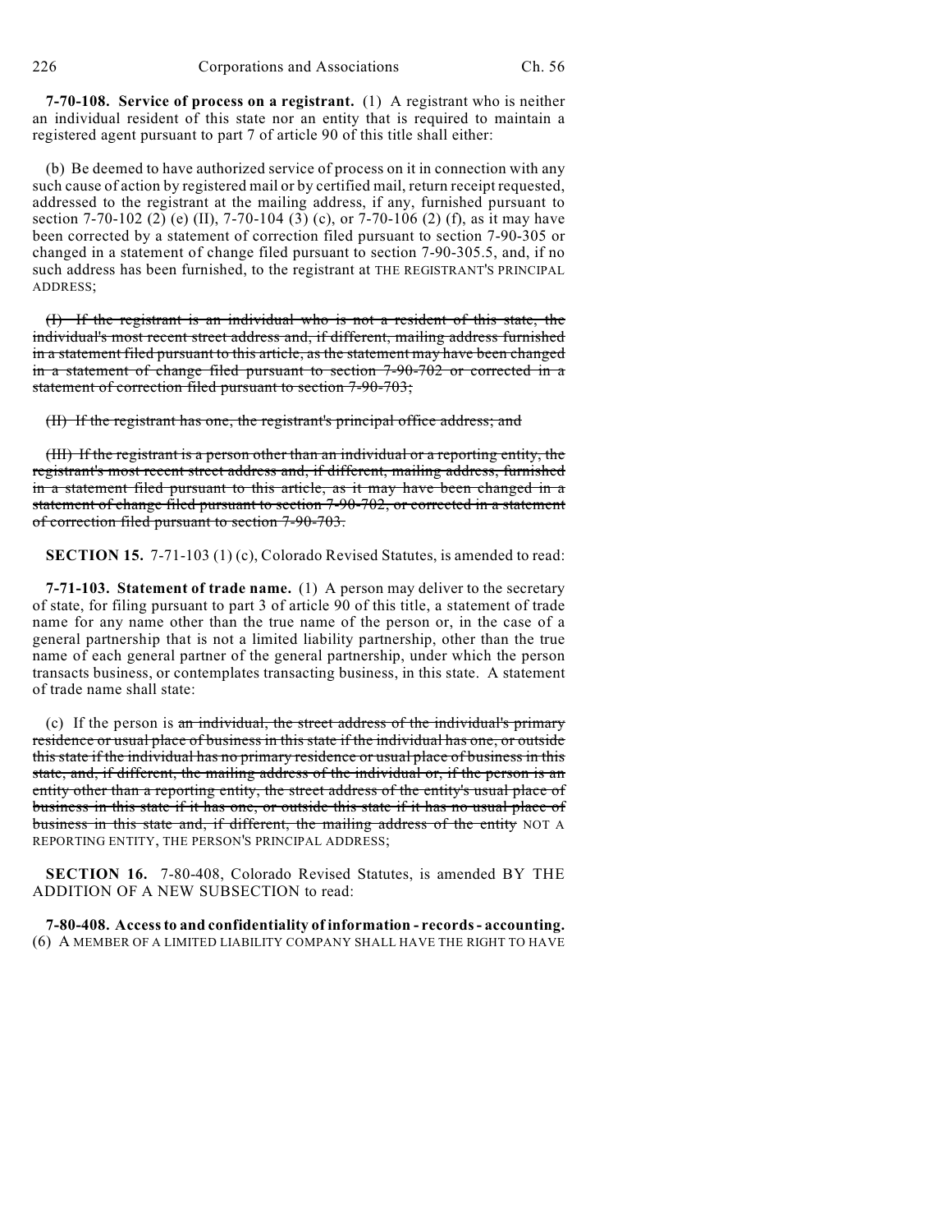**7-70-108. Service of process on a registrant.** (1) A registrant who is neither an individual resident of this state nor an entity that is required to maintain a registered agent pursuant to part 7 of article 90 of this title shall either:

(b) Be deemed to have authorized service of process on it in connection with any such cause of action by registered mail or by certified mail, return receipt requested, addressed to the registrant at the mailing address, if any, furnished pursuant to section 7-70-102 (2) (e) (II), 7-70-104 (3) (c), or 7-70-106 (2) (f), as it may have been corrected by a statement of correction filed pursuant to section 7-90-305 or changed in a statement of change filed pursuant to section 7-90-305.5, and, if no such address has been furnished, to the registrant at THE REGISTRANT'S PRINCIPAL ADDRESS;

~~(I) If the registrant is an individual who is not a resident of this state, the individual's most recent street address and, if different, mailing address furnished in a statement filed pursuant to this article, as the statement may have been changed in a statement of change filed pursuant to section 7-90-702 or corrected in a statement of correction filed pursuant to section 7-90-703;~~

~~(II) If the registrant has one, the registrant's principal office address; and~~

~~(III) If the registrant is a person other than an individual or a reporting entity, the registrant's most recent street address and, if different, mailing address, furnished in a statement filed pursuant to this article, as it may have been changed in a statement of change filed pursuant to section 7-90-702, or corrected in a statement of correction filed pursuant to section 7-90-703.~~

**SECTION 15.** 7-71-103 (1) (c), Colorado Revised Statutes, is amended to read:

**7-71-103. Statement of trade name.** (1) A person may deliver to the secretary of state, for filing pursuant to part 3 of article 90 of this title, a statement of trade name for any name other than the true name of the person or, in the case of a general partnership that is not a limited liability partnership, other than the true name of each general partner of the general partnership, under which the person transacts business, or contemplates transacting business, in this state. A statement of trade name shall state:

(c) If the person is ~~an individual, the street address of the individual's primary residence or usual place of business in this state if the individual has one, or outside this state if the individual has no primary residence or usual place of business in this state, and, if different, the mailing address of the individual or, if the person is an entity other than a reporting entity, the street address of the entity's usual place of business in this state if it has one, or outside this state if it has no usual place of business in this state and, if different, the mailing address of the entity~~ NOT A REPORTING ENTITY, THE PERSON'S PRINCIPAL ADDRESS;

**SECTION 16.** 7-80-408, Colorado Revised Statutes, is amended BY THE ADDITION OF A NEW SUBSECTION to read:

**7-80-408. Access to and confidentiality of information - records - accounting.** (6) A MEMBER OF A LIMITED LIABILITY COMPANY SHALL HAVE THE RIGHT TO HAVE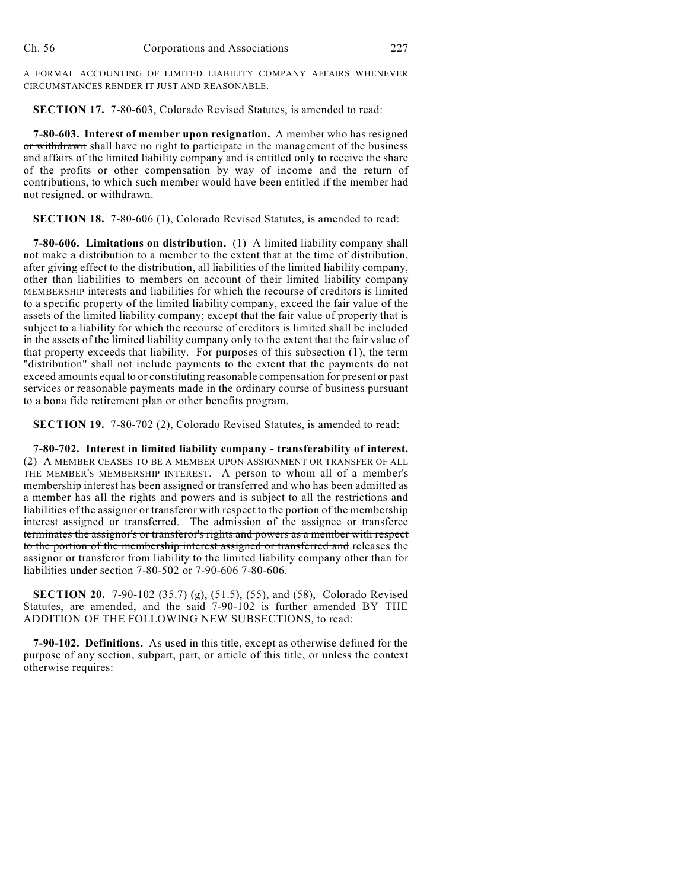A FORMAL ACCOUNTING OF LIMITED LIABILITY COMPANY AFFAIRS WHENEVER CIRCUMSTANCES RENDER IT JUST AND REASONABLE.

**SECTION 17.** 7-80-603, Colorado Revised Statutes, is amended to read:

**7-80-603. Interest of member upon resignation.** A member who has resigned ~~or withdrawn~~ shall have no right to participate in the management of the business and affairs of the limited liability company and is entitled only to receive the share of the profits or other compensation by way of income and the return of contributions, to which such member would have been entitled if the member had not resigned. ~~or withdrawn.~~

**SECTION 18.** 7-80-606 (1), Colorado Revised Statutes, is amended to read:

**7-80-606. Limitations on distribution.** (1) A limited liability company shall not make a distribution to a member to the extent that at the time of distribution, after giving effect to the distribution, all liabilities of the limited liability company, other than liabilities to members on account of their ~~limited liability company~~ MEMBERSHIP interests and liabilities for which the recourse of creditors is limited to a specific property of the limited liability company, exceed the fair value of the assets of the limited liability company; except that the fair value of property that is subject to a liability for which the recourse of creditors is limited shall be included in the assets of the limited liability company only to the extent that the fair value of that property exceeds that liability. For purposes of this subsection (1), the term "distribution" shall not include payments to the extent that the payments do not exceed amounts equal to or constituting reasonable compensation for present or past services or reasonable payments made in the ordinary course of business pursuant to a bona fide retirement plan or other benefits program.

**SECTION 19.** 7-80-702 (2), Colorado Revised Statutes, is amended to read:

**7-80-702. Interest in limited liability company - transferability of interest.** (2) A MEMBER CEASES TO BE A MEMBER UPON ASSIGNMENT OR TRANSFER OF ALL THE MEMBER'S MEMBERSHIP INTEREST. A person to whom all of a member's membership interest has been assigned or transferred and who has been admitted as a member has all the rights and powers and is subject to all the restrictions and liabilities of the assignor or transferor with respect to the portion of the membership interest assigned or transferred. The admission of the assignee or transferee ~~terminates the assignor's or transferor's rights and powers as a member with respect to the portion of the membership interest assigned or transferred and~~ releases the assignor or transferor from liability to the limited liability company other than for liabilities under section 7-80-502 or ~~7-90-606~~ 7-80-606.

**SECTION 20.** 7-90-102 (35.7) (g), (51.5), (55), and (58), Colorado Revised Statutes, are amended, and the said 7-90-102 is further amended BY THE ADDITION OF THE FOLLOWING NEW SUBSECTIONS, to read:

**7-90-102. Definitions.** As used in this title, except as otherwise defined for the purpose of any section, subpart, part, or article of this title, or unless the context otherwise requires: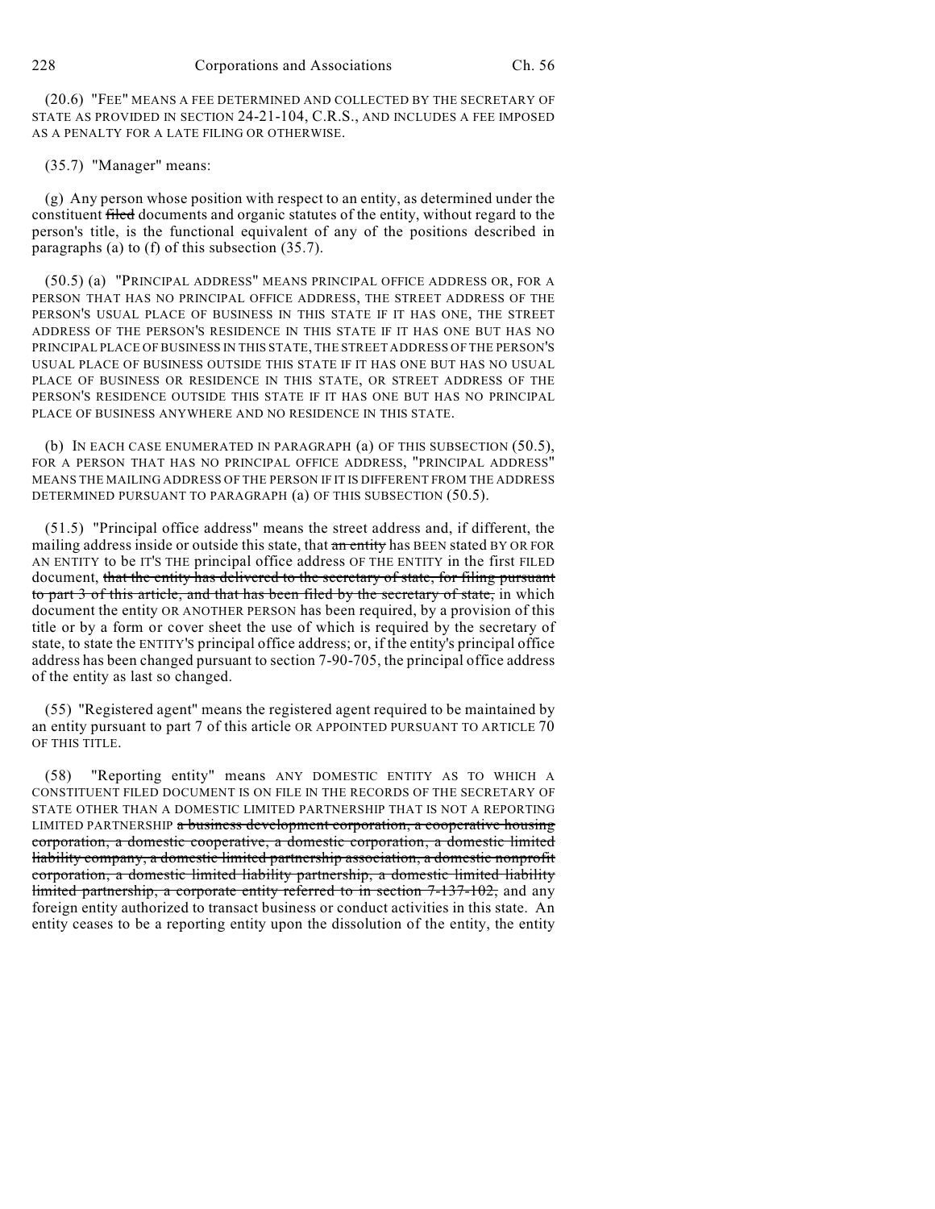(20.6) "FEE" MEANS A FEE DETERMINED AND COLLECTED BY THE SECRETARY OF STATE AS PROVIDED IN SECTION 24-21-104, C.R.S., AND INCLUDES A FEE IMPOSED AS A PENALTY FOR A LATE FILING OR OTHERWISE.

(35.7) "Manager" means:

(g) Any person whose position with respect to an entity, as determined under the constituent ~~filed~~ documents and organic statutes of the entity, without regard to the person's title, is the functional equivalent of any of the positions described in paragraphs (a) to (f) of this subsection (35.7).

(50.5) (a) "PRINCIPAL ADDRESS" MEANS PRINCIPAL OFFICE ADDRESS OR, FOR A PERSON THAT HAS NO PRINCIPAL OFFICE ADDRESS, THE STREET ADDRESS OF THE PERSON'S USUAL PLACE OF BUSINESS IN THIS STATE IF IT HAS ONE, THE STREET ADDRESS OF THE PERSON'S RESIDENCE IN THIS STATE IF IT HAS ONE BUT HAS NO PRINCIPAL PLACE OF BUSINESS IN THIS STATE, THE STREET ADDRESS OF THE PERSON'S USUAL PLACE OF BUSINESS OUTSIDE THIS STATE IF IT HAS ONE BUT HAS NO USUAL PLACE OF BUSINESS OR RESIDENCE IN THIS STATE, OR STREET ADDRESS OF THE PERSON'S RESIDENCE OUTSIDE THIS STATE IF IT HAS ONE BUT HAS NO PRINCIPAL PLACE OF BUSINESS ANYWHERE AND NO RESIDENCE IN THIS STATE.

(b) IN EACH CASE ENUMERATED IN PARAGRAPH (a) OF THIS SUBSECTION (50.5), FOR A PERSON THAT HAS NO PRINCIPAL OFFICE ADDRESS, "PRINCIPAL ADDRESS" MEANS THE MAILING ADDRESS OF THE PERSON IF IT IS DIFFERENT FROM THE ADDRESS DETERMINED PURSUANT TO PARAGRAPH (a) OF THIS SUBSECTION (50.5).

(51.5) "Principal office address" means the street address and, if different, the mailing address inside or outside this state, that ~~an entity~~ has BEEN stated BY OR FOR AN ENTITY to be IT'S THE principal office address OF THE ENTITY in the first FILED document, ~~that the entity has delivered to the secretary of state, for filing pursuant to part 3 of this article, and that has been filed by the secretary of state,~~ in which document the entity OR ANOTHER PERSON has been required, by a provision of this title or by a form or cover sheet the use of which is required by the secretary of state, to state the ENTITY'S principal office address; or, if the entity's principal office address has been changed pursuant to section 7-90-705, the principal office address of the entity as last so changed.

(55) "Registered agent" means the registered agent required to be maintained by an entity pursuant to part 7 of this article OR APPOINTED PURSUANT TO ARTICLE 70 OF THIS TITLE.

(58) "Reporting entity" means ANY DOMESTIC ENTITY AS TO WHICH A CONSTITUENT FILED DOCUMENT IS ON FILE IN THE RECORDS OF THE SECRETARY OF STATE OTHER THAN A DOMESTIC LIMITED PARTNERSHIP THAT IS NOT A REPORTING LIMITED PARTNERSHIP ~~a business development corporation, a cooperative housing corporation, a domestic cooperative, a domestic corporation, a domestic limited liability company, a domestic limited partnership association, a domestic nonprofit corporation, a domestic limited liability partnership, a domestic limited liability limited partnership, a corporate entity referred to in section 7-137-102,~~ and any foreign entity authorized to transact business or conduct activities in this state. An entity ceases to be a reporting entity upon the dissolution of the entity, the entity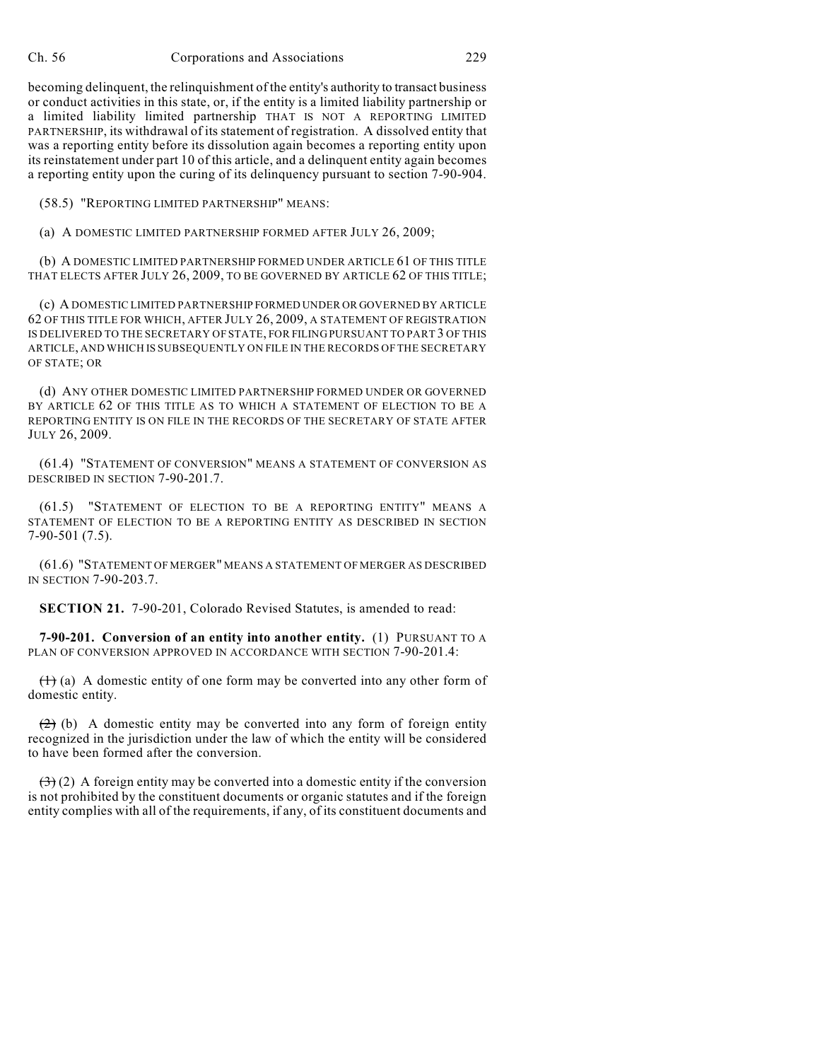becoming delinquent, the relinquishment of the entity's authority to transact business or conduct activities in this state, or, if the entity is a limited liability partnership or a limited liability limited partnership THAT IS NOT A REPORTING LIMITED PARTNERSHIP, its withdrawal of its statement of registration. A dissolved entity that was a reporting entity before its dissolution again becomes a reporting entity upon its reinstatement under part 10 of this article, and a delinquent entity again becomes a reporting entity upon the curing of its delinquency pursuant to section 7-90-904.

(58.5) "REPORTING LIMITED PARTNERSHIP" MEANS:

(a) A DOMESTIC LIMITED PARTNERSHIP FORMED AFTER JULY 26, 2009;

(b) A DOMESTIC LIMITED PARTNERSHIP FORMED UNDER ARTICLE 61 OF THIS TITLE THAT ELECTS AFTER JULY 26, 2009, TO BE GOVERNED BY ARTICLE 62 OF THIS TITLE;

(c) A DOMESTIC LIMITED PARTNERSHIP FORMED UNDER OR GOVERNED BY ARTICLE 62 OF THIS TITLE FOR WHICH, AFTER JULY 26, 2009, A STATEMENT OF REGISTRATION IS DELIVERED TO THE SECRETARY OF STATE, FOR FILING PURSUANT TO PART 3 OF THIS ARTICLE, AND WHICH IS SUBSEQUENTLY ON FILE IN THE RECORDS OF THE SECRETARY OF STATE; OR

(d) ANY OTHER DOMESTIC LIMITED PARTNERSHIP FORMED UNDER OR GOVERNED BY ARTICLE 62 OF THIS TITLE AS TO WHICH A STATEMENT OF ELECTION TO BE A REPORTING ENTITY IS ON FILE IN THE RECORDS OF THE SECRETARY OF STATE AFTER JULY 26, 2009.

(61.4) "STATEMENT OF CONVERSION" MEANS A STATEMENT OF CONVERSION AS DESCRIBED IN SECTION 7-90-201.7.

(61.5) "STATEMENT OF ELECTION TO BE A REPORTING ENTITY" MEANS A STATEMENT OF ELECTION TO BE A REPORTING ENTITY AS DESCRIBED IN SECTION 7-90-501 (7.5).

(61.6) "STATEMENT OF MERGER" MEANS A STATEMENT OF MERGER AS DESCRIBED IN SECTION 7-90-203.7.

**SECTION 21.** 7-90-201, Colorado Revised Statutes, is amended to read:

**7-90-201. Conversion of an entity into another entity.** (1) PURSUANT TO A PLAN OF CONVERSION APPROVED IN ACCORDANCE WITH SECTION 7-90-201.4:

~~(1)~~ (a) A domestic entity of one form may be converted into any other form of domestic entity.

~~(2)~~ (b) A domestic entity may be converted into any form of foreign entity recognized in the jurisdiction under the law of which the entity will be considered to have been formed after the conversion.

~~(3)~~ (2) A foreign entity may be converted into a domestic entity if the conversion is not prohibited by the constituent documents or organic statutes and if the foreign entity complies with all of the requirements, if any, of its constituent documents and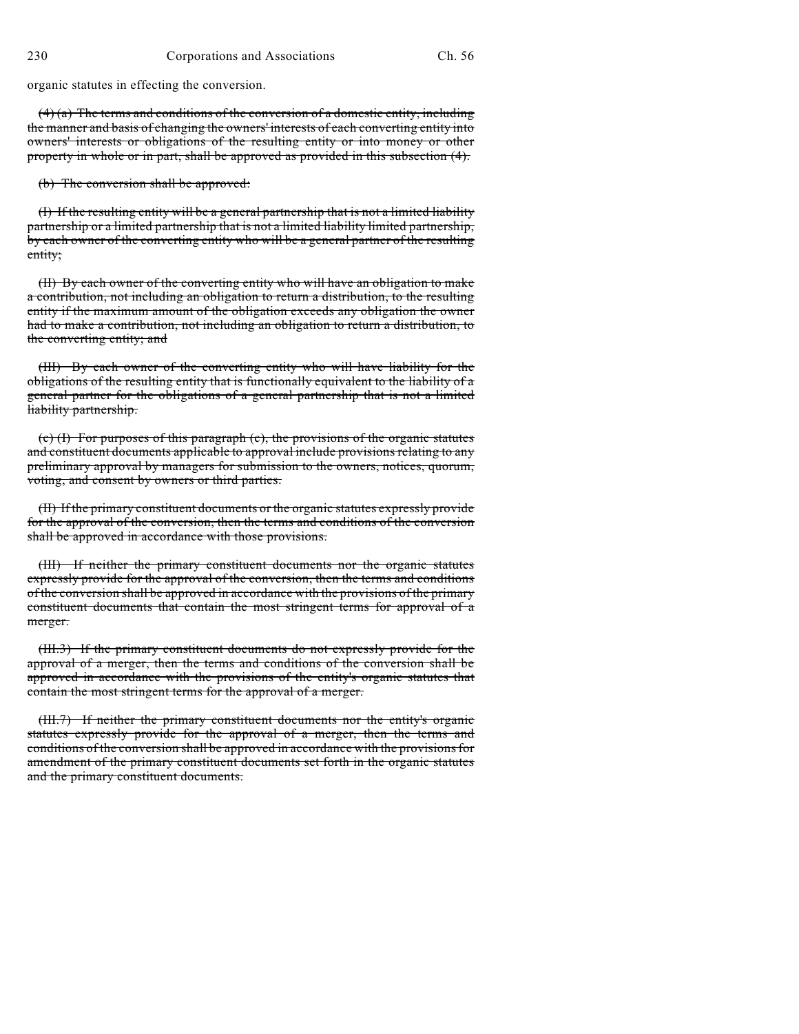organic statutes in effecting the conversion.

~~(4) (a) The terms and conditions of the conversion of a domestic entity, including the manner and basis of changing the owners' interests of each converting entity into owners' interests or obligations of the resulting entity or into money or other property in whole or in part, shall be approved as provided in this subsection (4).~~

~~(b) The conversion shall be approved:~~

~~(I) If the resulting entity will be a general partnership that is not a limited liability partnership or a limited partnership that is not a limited liability limited partnership, by each owner of the converting entity who will be a general partner of the resulting entity;~~

~~(II) By each owner of the converting entity who will have an obligation to make a contribution, not including an obligation to return a distribution, to the resulting entity if the maximum amount of the obligation exceeds any obligation the owner had to make a contribution, not including an obligation to return a distribution, to the converting entity; and~~

~~(III) By each owner of the converting entity who will have liability for the obligations of the resulting entity that is functionally equivalent to the liability of a general partner for the obligations of a general partnership that is not a limited liability partnership.~~

~~(c) (I) For purposes of this paragraph (c), the provisions of the organic statutes and constituent documents applicable to approval include provisions relating to any preliminary approval by managers for submission to the owners, notices, quorum, voting, and consent by owners or third parties.~~

~~(II) If the primary constituent documents or the organic statutes expressly provide for the approval of the conversion, then the terms and conditions of the conversion shall be approved in accordance with those provisions.~~

~~(III) If neither the primary constituent documents nor the organic statutes expressly provide for the approval of the conversion, then the terms and conditions of the conversion shall be approved in accordance with the provisions of the primary constituent documents that contain the most stringent terms for approval of a merger.~~

~~(III.3) If the primary constituent documents do not expressly provide for the approval of a merger, then the terms and conditions of the conversion shall be approved in accordance with the provisions of the entity's organic statutes that contain the most stringent terms for the approval of a merger.~~

~~(III.7) If neither the primary constituent documents nor the entity's organic statutes expressly provide for the approval of a merger, then the terms and conditions of the conversion shall be approved in accordance with the provisions for amendment of the primary constituent documents set forth in the organic statutes and the primary constituent documents.~~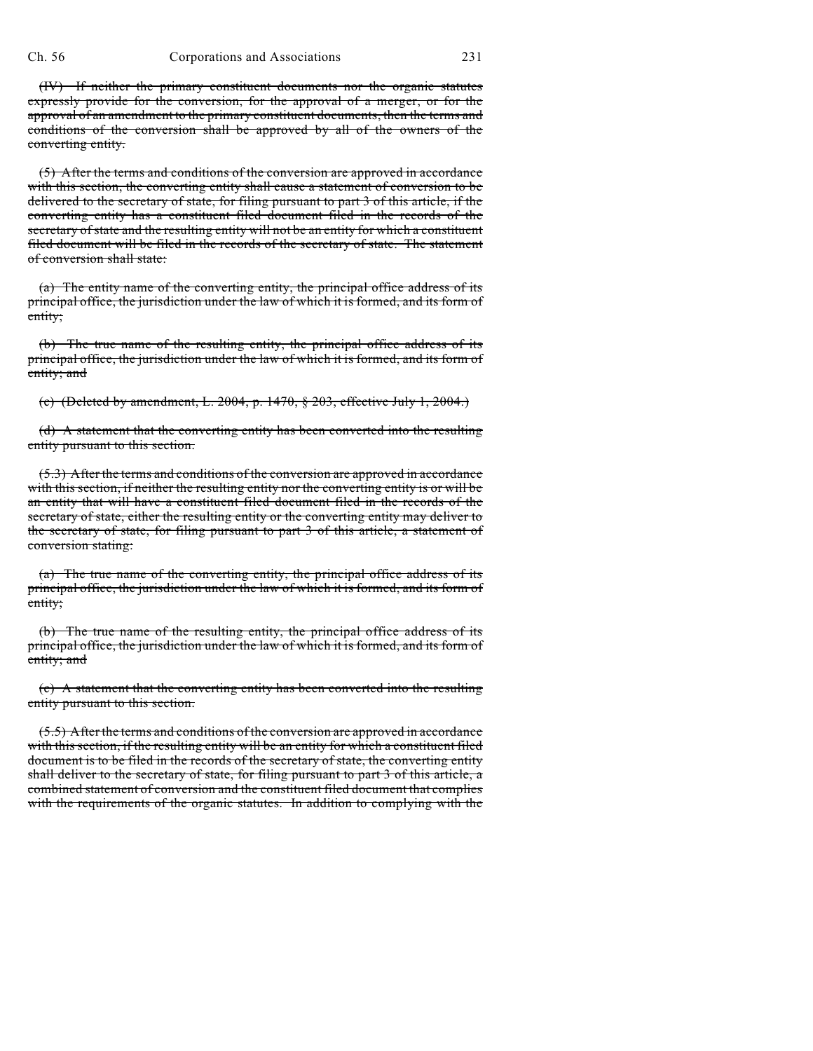~~(IV) If neither the primary constituent documents nor the organic statutes expressly provide for the conversion, for the approval of a merger, or for the approval of an amendment to the primary constituent documents, then the terms and conditions of the conversion shall be approved by all of the owners of the converting entity.~~

~~(5) After the terms and conditions of the conversion are approved in accordance with this section, the converting entity shall cause a statement of conversion to be delivered to the secretary of state, for filing pursuant to part 3 of this article, if the converting entity has a constituent filed document filed in the records of the secretary of state and the resulting entity will not be an entity for which a constituent filed document will be filed in the records of the secretary of state. The statement of conversion shall state:~~

~~(a) The entity name of the converting entity, the principal office address of its principal office, the jurisdiction under the law of which it is formed, and its form of entity;~~

~~(b) The true name of the resulting entity, the principal office address of its principal office, the jurisdiction under the law of which it is formed, and its form of entity; and~~

~~(c) (Deleted by amendment, L. 2004, p. 1470, § 203, effective July 1, 2004.)~~

~~(d) A statement that the converting entity has been converted into the resulting entity pursuant to this section.~~

~~(5.3) After the terms and conditions of the conversion are approved in accordance with this section, if neither the resulting entity nor the converting entity is or will be an entity that will have a constituent filed document filed in the records of the secretary of state, either the resulting entity or the converting entity may deliver to the secretary of state, for filing pursuant to part 3 of this article, a statement of conversion stating:~~

~~(a) The true name of the converting entity, the principal office address of its principal office, the jurisdiction under the law of which it is formed, and its form of entity;~~

~~(b) The true name of the resulting entity, the principal office address of its principal office, the jurisdiction under the law of which it is formed, and its form of entity; and~~

~~(c) A statement that the converting entity has been converted into the resulting entity pursuant to this section.~~

~~(5.5) After the terms and conditions of the conversion are approved in accordance with this section, if the resulting entity will be an entity for which a constituent filed document is to be filed in the records of the secretary of state, the converting entity shall deliver to the secretary of state, for filing pursuant to part 3 of this article, a combined statement of conversion and the constituent filed document that complies with the requirements of the organic statutes. In addition to complying with the~~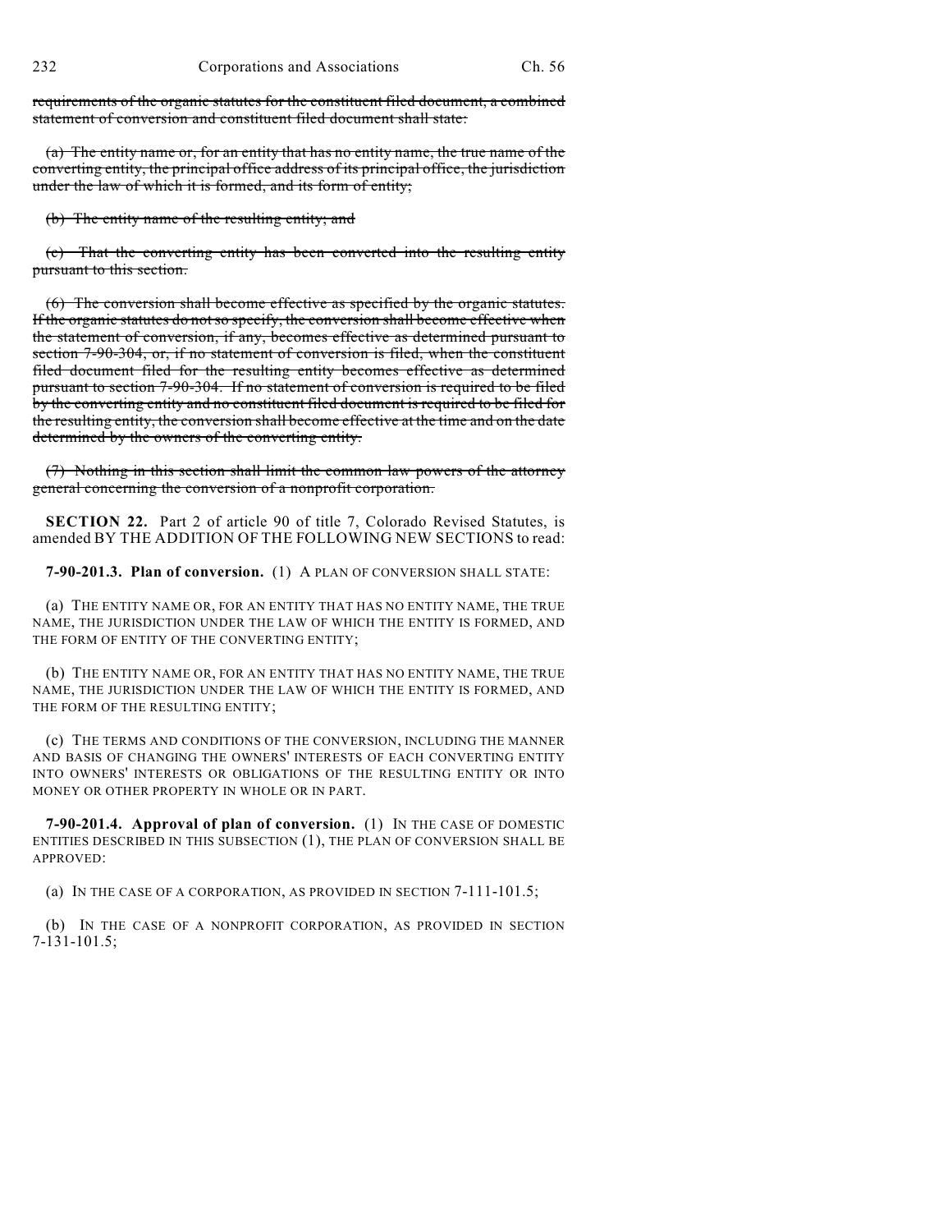~~requirements of the organic statutes for the constituent filed document, a combined statement of conversion and constituent filed document shall state:~~

~~(a) The entity name or, for an entity that has no entity name, the true name of the converting entity, the principal office address of its principal office, the jurisdiction under the law of which it is formed, and its form of entity;~~

~~(b) The entity name of the resulting entity; and~~

~~(c) That the converting entity has been converted into the resulting entity pursuant to this section.~~

~~(6) The conversion shall become effective as specified by the organic statutes. If the organic statutes do not so specify, the conversion shall become effective when the statement of conversion, if any, becomes effective as determined pursuant to section 7-90-304, or, if no statement of conversion is filed, when the constituent filed document filed for the resulting entity becomes effective as determined pursuant to section 7-90-304. If no statement of conversion is required to be filed by the converting entity and no constituent filed document is required to be filed for the resulting entity, the conversion shall become effective at the time and on the date determined by the owners of the converting entity.~~

~~(7) Nothing in this section shall limit the common law powers of the attorney general concerning the conversion of a nonprofit corporation.~~

**SECTION 22.** Part 2 of article 90 of title 7, Colorado Revised Statutes, is amended BY THE ADDITION OF THE FOLLOWING NEW SECTIONS to read:

**7-90-201.3. Plan of conversion.** (1) A PLAN OF CONVERSION SHALL STATE:

(a) THE ENTITY NAME OR, FOR AN ENTITY THAT HAS NO ENTITY NAME, THE TRUE NAME, THE JURISDICTION UNDER THE LAW OF WHICH THE ENTITY IS FORMED, AND THE FORM OF ENTITY OF THE CONVERTING ENTITY;

(b) THE ENTITY NAME OR, FOR AN ENTITY THAT HAS NO ENTITY NAME, THE TRUE NAME, THE JURISDICTION UNDER THE LAW OF WHICH THE ENTITY IS FORMED, AND THE FORM OF THE RESULTING ENTITY;

(c) THE TERMS AND CONDITIONS OF THE CONVERSION, INCLUDING THE MANNER AND BASIS OF CHANGING THE OWNERS' INTERESTS OF EACH CONVERTING ENTITY INTO OWNERS' INTERESTS OR OBLIGATIONS OF THE RESULTING ENTITY OR INTO MONEY OR OTHER PROPERTY IN WHOLE OR IN PART.

**7-90-201.4. Approval of plan of conversion.** (1) IN THE CASE OF DOMESTIC ENTITIES DESCRIBED IN THIS SUBSECTION (1), THE PLAN OF CONVERSION SHALL BE APPROVED:

(a) IN THE CASE OF A CORPORATION, AS PROVIDED IN SECTION 7-111-101.5;

(b) IN THE CASE OF A NONPROFIT CORPORATION, AS PROVIDED IN SECTION 7-131-101.5;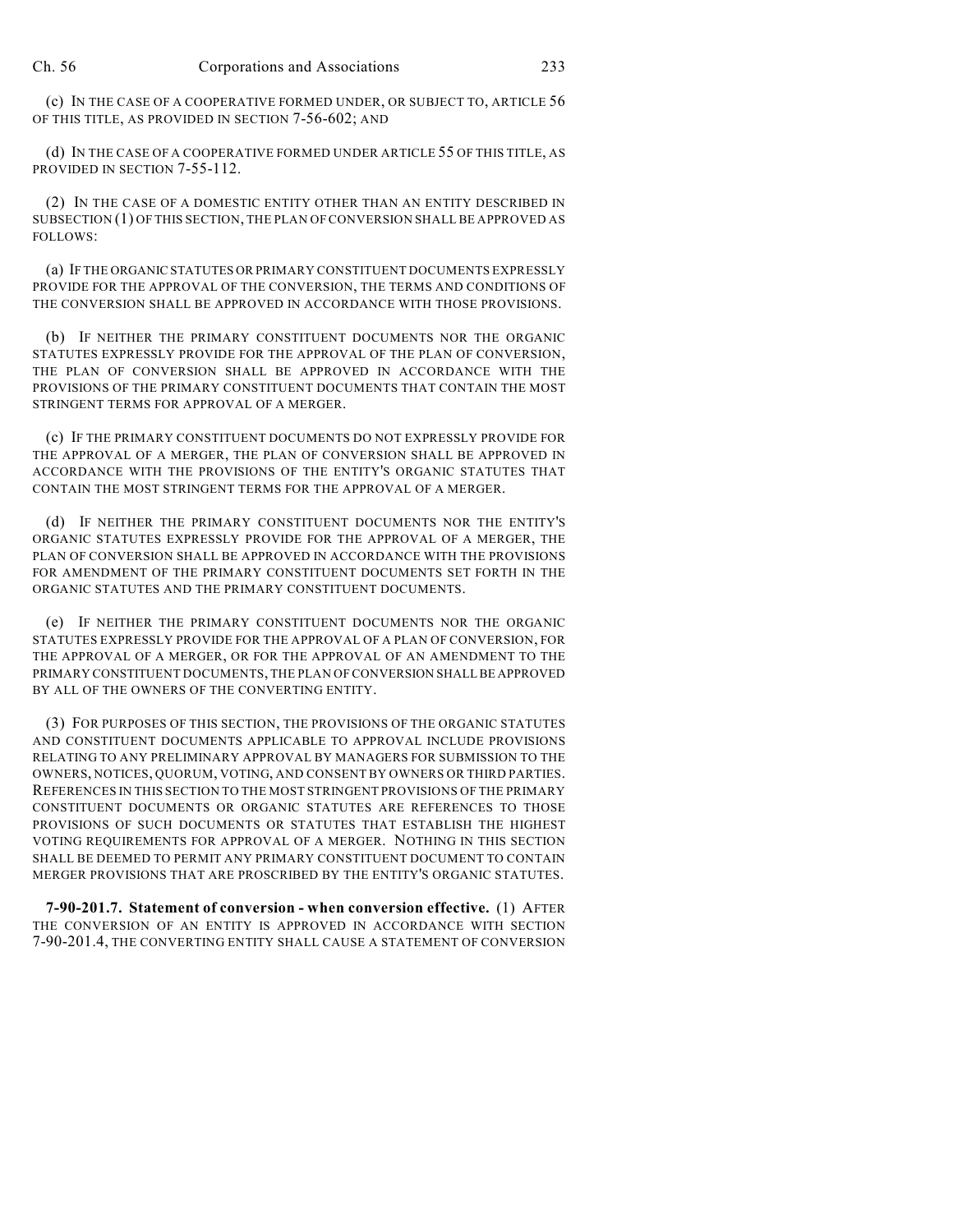(c) IN THE CASE OF A COOPERATIVE FORMED UNDER, OR SUBJECT TO, ARTICLE 56 OF THIS TITLE, AS PROVIDED IN SECTION 7-56-602; AND

(d) IN THE CASE OF A COOPERATIVE FORMED UNDER ARTICLE 55 OF THIS TITLE, AS PROVIDED IN SECTION 7-55-112.

(2) IN THE CASE OF A DOMESTIC ENTITY OTHER THAN AN ENTITY DESCRIBED IN SUBSECTION (1) OF THIS SECTION, THE PLAN OF CONVERSION SHALL BE APPROVED AS FOLLOWS:

(a) IF THE ORGANIC STATUTES OR PRIMARY CONSTITUENT DOCUMENTS EXPRESSLY PROVIDE FOR THE APPROVAL OF THE CONVERSION, THE TERMS AND CONDITIONS OF THE CONVERSION SHALL BE APPROVED IN ACCORDANCE WITH THOSE PROVISIONS.

(b) IF NEITHER THE PRIMARY CONSTITUENT DOCUMENTS NOR THE ORGANIC STATUTES EXPRESSLY PROVIDE FOR THE APPROVAL OF THE PLAN OF CONVERSION, THE PLAN OF CONVERSION SHALL BE APPROVED IN ACCORDANCE WITH THE PROVISIONS OF THE PRIMARY CONSTITUENT DOCUMENTS THAT CONTAIN THE MOST STRINGENT TERMS FOR APPROVAL OF A MERGER.

(c) IF THE PRIMARY CONSTITUENT DOCUMENTS DO NOT EXPRESSLY PROVIDE FOR THE APPROVAL OF A MERGER, THE PLAN OF CONVERSION SHALL BE APPROVED IN ACCORDANCE WITH THE PROVISIONS OF THE ENTITY'S ORGANIC STATUTES THAT CONTAIN THE MOST STRINGENT TERMS FOR THE APPROVAL OF A MERGER.

(d) IF NEITHER THE PRIMARY CONSTITUENT DOCUMENTS NOR THE ENTITY'S ORGANIC STATUTES EXPRESSLY PROVIDE FOR THE APPROVAL OF A MERGER, THE PLAN OF CONVERSION SHALL BE APPROVED IN ACCORDANCE WITH THE PROVISIONS FOR AMENDMENT OF THE PRIMARY CONSTITUENT DOCUMENTS SET FORTH IN THE ORGANIC STATUTES AND THE PRIMARY CONSTITUENT DOCUMENTS.

(e) IF NEITHER THE PRIMARY CONSTITUENT DOCUMENTS NOR THE ORGANIC STATUTES EXPRESSLY PROVIDE FOR THE APPROVAL OF A PLAN OF CONVERSION, FOR THE APPROVAL OF A MERGER, OR FOR THE APPROVAL OF AN AMENDMENT TO THE PRIMARY CONSTITUENT DOCUMENTS, THE PLAN OF CONVERSION SHALL BE APPROVED BY ALL OF THE OWNERS OF THE CONVERTING ENTITY.

(3) FOR PURPOSES OF THIS SECTION, THE PROVISIONS OF THE ORGANIC STATUTES AND CONSTITUENT DOCUMENTS APPLICABLE TO APPROVAL INCLUDE PROVISIONS RELATING TO ANY PRELIMINARY APPROVAL BY MANAGERS FOR SUBMISSION TO THE OWNERS, NOTICES, QUORUM, VOTING, AND CONSENT BY OWNERS OR THIRD PARTIES. REFERENCES IN THIS SECTION TO THE MOST STRINGENT PROVISIONS OF THE PRIMARY CONSTITUENT DOCUMENTS OR ORGANIC STATUTES ARE REFERENCES TO THOSE PROVISIONS OF SUCH DOCUMENTS OR STATUTES THAT ESTABLISH THE HIGHEST VOTING REQUIREMENTS FOR APPROVAL OF A MERGER. NOTHING IN THIS SECTION SHALL BE DEEMED TO PERMIT ANY PRIMARY CONSTITUENT DOCUMENT TO CONTAIN MERGER PROVISIONS THAT ARE PROSCRIBED BY THE ENTITY'S ORGANIC STATUTES.

**7-90-201.7. Statement of conversion - when conversion effective.** (1) AFTER THE CONVERSION OF AN ENTITY IS APPROVED IN ACCORDANCE WITH SECTION 7-90-201.4, THE CONVERTING ENTITY SHALL CAUSE A STATEMENT OF CONVERSION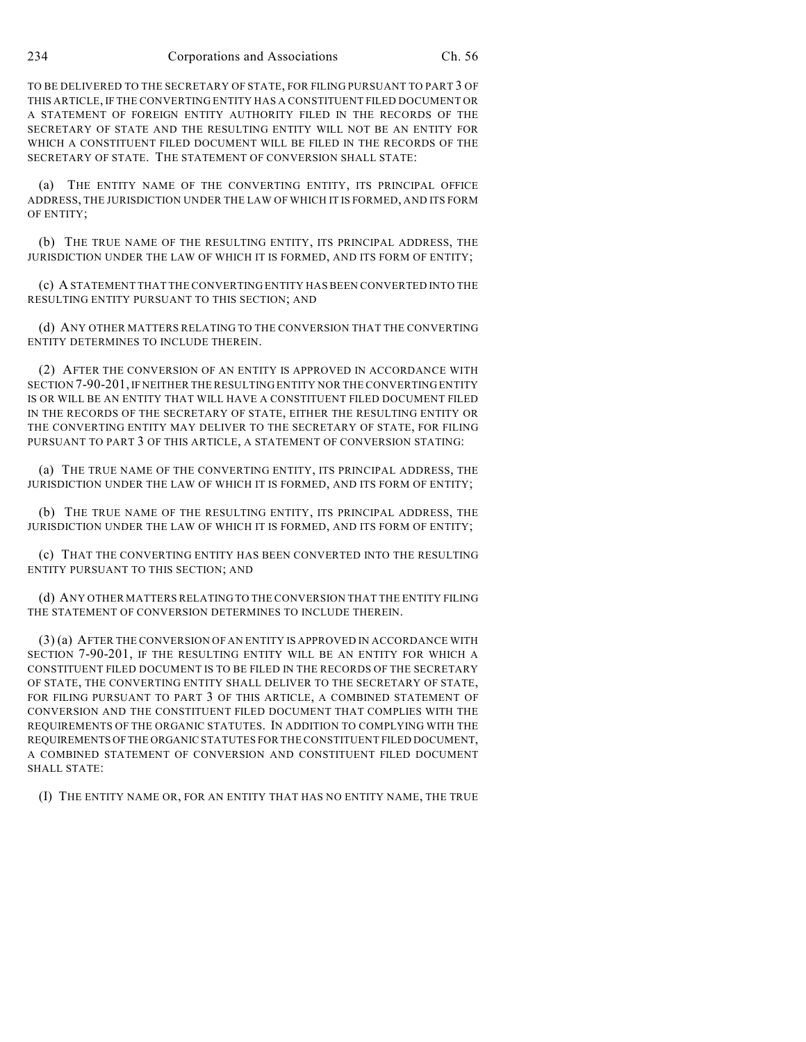TO BE DELIVERED TO THE SECRETARY OF STATE, FOR FILING PURSUANT TO PART 3 OF THIS ARTICLE, IF THE CONVERTING ENTITY HAS A CONSTITUENT FILED DOCUMENT OR A STATEMENT OF FOREIGN ENTITY AUTHORITY FILED IN THE RECORDS OF THE SECRETARY OF STATE AND THE RESULTING ENTITY WILL NOT BE AN ENTITY FOR WHICH A CONSTITUENT FILED DOCUMENT WILL BE FILED IN THE RECORDS OF THE SECRETARY OF STATE. THE STATEMENT OF CONVERSION SHALL STATE:

(a) THE ENTITY NAME OF THE CONVERTING ENTITY, ITS PRINCIPAL OFFICE ADDRESS, THE JURISDICTION UNDER THE LAW OF WHICH IT IS FORMED, AND ITS FORM OF ENTITY;

(b) THE TRUE NAME OF THE RESULTING ENTITY, ITS PRINCIPAL ADDRESS, THE JURISDICTION UNDER THE LAW OF WHICH IT IS FORMED, AND ITS FORM OF ENTITY;

(c) A STATEMENT THAT THE CONVERTING ENTITY HAS BEEN CONVERTED INTO THE RESULTING ENTITY PURSUANT TO THIS SECTION; AND

(d) ANY OTHER MATTERS RELATING TO THE CONVERSION THAT THE CONVERTING ENTITY DETERMINES TO INCLUDE THEREIN.

(2) AFTER THE CONVERSION OF AN ENTITY IS APPROVED IN ACCORDANCE WITH SECTION 7-90-201, IF NEITHER THE RESULTING ENTITY NOR THE CONVERTING ENTITY IS OR WILL BE AN ENTITY THAT WILL HAVE A CONSTITUENT FILED DOCUMENT FILED IN THE RECORDS OF THE SECRETARY OF STATE, EITHER THE RESULTING ENTITY OR THE CONVERTING ENTITY MAY DELIVER TO THE SECRETARY OF STATE, FOR FILING PURSUANT TO PART 3 OF THIS ARTICLE, A STATEMENT OF CONVERSION STATING:

(a) THE TRUE NAME OF THE CONVERTING ENTITY, ITS PRINCIPAL ADDRESS, THE JURISDICTION UNDER THE LAW OF WHICH IT IS FORMED, AND ITS FORM OF ENTITY;

(b) THE TRUE NAME OF THE RESULTING ENTITY, ITS PRINCIPAL ADDRESS, THE JURISDICTION UNDER THE LAW OF WHICH IT IS FORMED, AND ITS FORM OF ENTITY;

(c) THAT THE CONVERTING ENTITY HAS BEEN CONVERTED INTO THE RESULTING ENTITY PURSUANT TO THIS SECTION; AND

(d) ANY OTHER MATTERS RELATING TO THE CONVERSION THAT THE ENTITY FILING THE STATEMENT OF CONVERSION DETERMINES TO INCLUDE THEREIN.

(3) (a) AFTER THE CONVERSION OF AN ENTITY IS APPROVED IN ACCORDANCE WITH SECTION 7-90-201, IF THE RESULTING ENTITY WILL BE AN ENTITY FOR WHICH A CONSTITUENT FILED DOCUMENT IS TO BE FILED IN THE RECORDS OF THE SECRETARY OF STATE, THE CONVERTING ENTITY SHALL DELIVER TO THE SECRETARY OF STATE, FOR FILING PURSUANT TO PART 3 OF THIS ARTICLE, A COMBINED STATEMENT OF CONVERSION AND THE CONSTITUENT FILED DOCUMENT THAT COMPLIES WITH THE REQUIREMENTS OF THE ORGANIC STATUTES. IN ADDITION TO COMPLYING WITH THE REQUIREMENTS OF THE ORGANIC STATUTES FOR THE CONSTITUENT FILED DOCUMENT, A COMBINED STATEMENT OF CONVERSION AND CONSTITUENT FILED DOCUMENT SHALL STATE:

(I) THE ENTITY NAME OR, FOR AN ENTITY THAT HAS NO ENTITY NAME, THE TRUE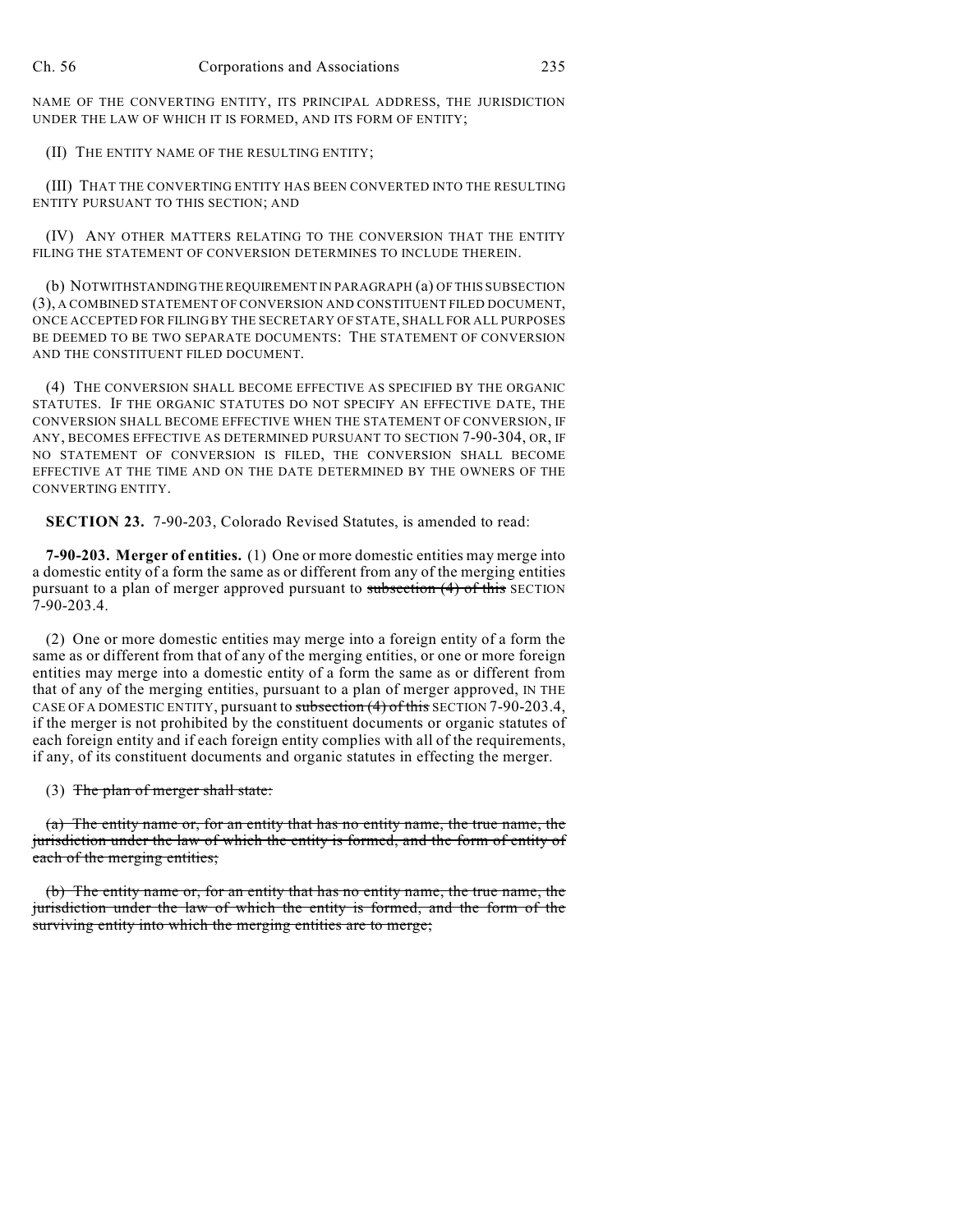NAME OF THE CONVERTING ENTITY, ITS PRINCIPAL ADDRESS, THE JURISDICTION UNDER THE LAW OF WHICH IT IS FORMED, AND ITS FORM OF ENTITY;

(II) THE ENTITY NAME OF THE RESULTING ENTITY;

(III) THAT THE CONVERTING ENTITY HAS BEEN CONVERTED INTO THE RESULTING ENTITY PURSUANT TO THIS SECTION; AND

(IV) ANY OTHER MATTERS RELATING TO THE CONVERSION THAT THE ENTITY FILING THE STATEMENT OF CONVERSION DETERMINES TO INCLUDE THEREIN.

(b) NOTWITHSTANDING THE REQUIREMENT IN PARAGRAPH (a) OF THIS SUBSECTION (3), A COMBINED STATEMENT OF CONVERSION AND CONSTITUENT FILED DOCUMENT, ONCE ACCEPTED FOR FILING BY THE SECRETARY OF STATE, SHALL FOR ALL PURPOSES BE DEEMED TO BE TWO SEPARATE DOCUMENTS: THE STATEMENT OF CONVERSION AND THE CONSTITUENT FILED DOCUMENT.

(4) THE CONVERSION SHALL BECOME EFFECTIVE AS SPECIFIED BY THE ORGANIC STATUTES. IF THE ORGANIC STATUTES DO NOT SPECIFY AN EFFECTIVE DATE, THE CONVERSION SHALL BECOME EFFECTIVE WHEN THE STATEMENT OF CONVERSION, IF ANY, BECOMES EFFECTIVE AS DETERMINED PURSUANT TO SECTION 7-90-304, OR, IF NO STATEMENT OF CONVERSION IS FILED, THE CONVERSION SHALL BECOME EFFECTIVE AT THE TIME AND ON THE DATE DETERMINED BY THE OWNERS OF THE CONVERTING ENTITY.

**SECTION 23.** 7-90-203, Colorado Revised Statutes, is amended to read:

**7-90-203. Merger of entities.** (1) One or more domestic entities may merge into a domestic entity of a form the same as or different from any of the merging entities pursuant to a plan of merger approved pursuant to ~~subsection (4) of this~~ SECTION 7-90-203.4.

(2) One or more domestic entities may merge into a foreign entity of a form the same as or different from that of any of the merging entities, or one or more foreign entities may merge into a domestic entity of a form the same as or different from that of any of the merging entities, pursuant to a plan of merger approved, IN THE CASE OF A DOMESTIC ENTITY, pursuant to ~~subsection (4) of this~~ SECTION 7-90-203.4, if the merger is not prohibited by the constituent documents or organic statutes of each foreign entity and if each foreign entity complies with all of the requirements, if any, of its constituent documents and organic statutes in effecting the merger.

(3) ~~The plan of merger shall state:~~

~~(a) The entity name or, for an entity that has no entity name, the true name, the jurisdiction under the law of which the entity is formed, and the form of entity of each of the merging entities;~~

~~(b) The entity name or, for an entity that has no entity name, the true name, the jurisdiction under the law of which the entity is formed, and the form of the surviving entity into which the merging entities are to merge;~~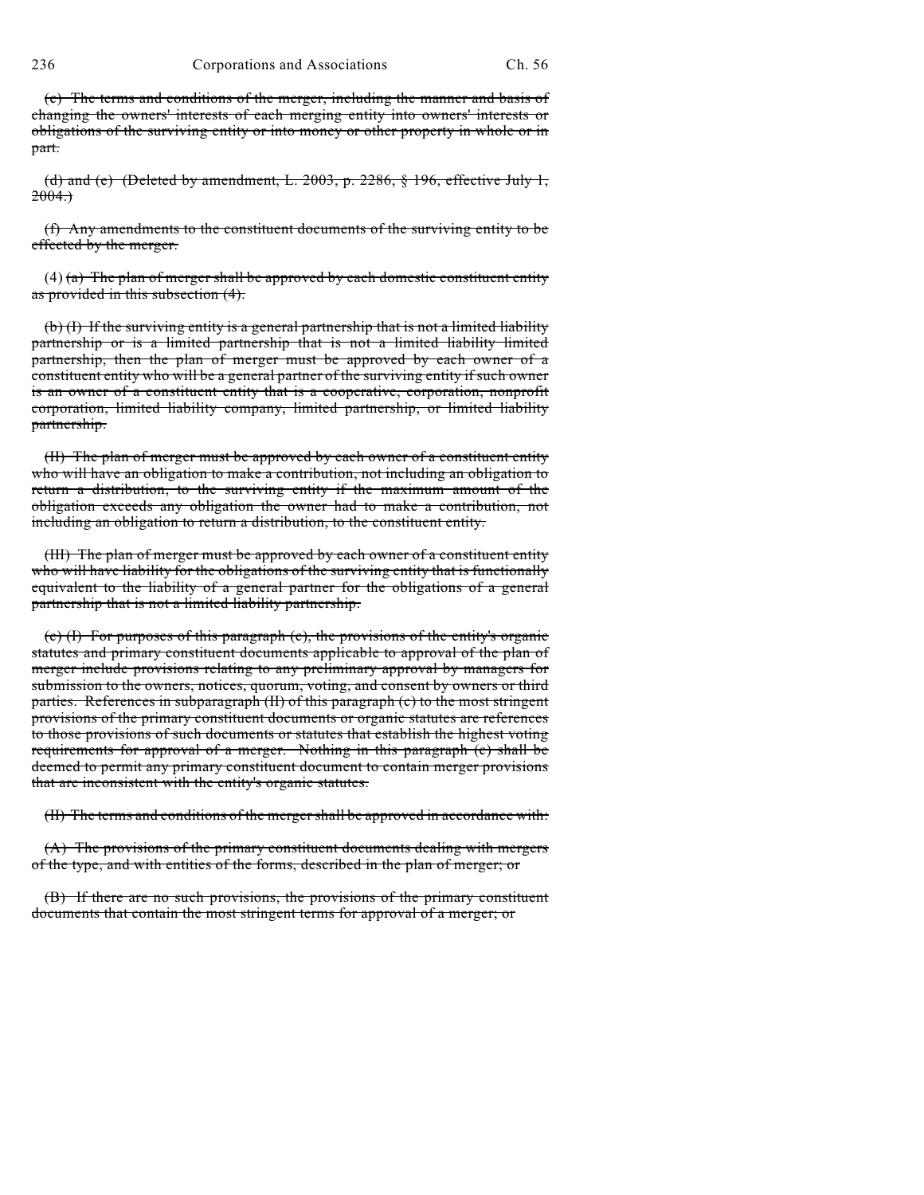~~(c) The terms and conditions of the merger, including the manner and basis of changing the owners' interests of each merging entity into owners' interests or obligations of the surviving entity or into money or other property in whole or in part.~~

~~(d) and (e) (Deleted by amendment, L. 2003, p. 2286, § 196, effective July 1, 2004.)~~

~~(f) Any amendments to the constituent documents of the surviving entity to be effected by the merger.~~

(4) ~~(a) The plan of merger shall be approved by each domestic constituent entity as provided in this subsection (4).~~

~~(b) (I) If the surviving entity is a general partnership that is not a limited liability partnership or is a limited partnership that is not a limited liability limited partnership, then the plan of merger must be approved by each owner of a constituent entity who will be a general partner of the surviving entity if such owner is an owner of a constituent entity that is a cooperative, corporation, nonprofit corporation, limited liability company, limited partnership, or limited liability partnership.~~

~~(II) The plan of merger must be approved by each owner of a constituent entity who will have an obligation to make a contribution, not including an obligation to return a distribution, to the surviving entity if the maximum amount of the obligation exceeds any obligation the owner had to make a contribution, not including an obligation to return a distribution, to the constituent entity.~~

~~(III) The plan of merger must be approved by each owner of a constituent entity who will have liability for the obligations of the surviving entity that is functionally equivalent to the liability of a general partner for the obligations of a general partnership that is not a limited liability partnership.~~

~~(c) (I) For purposes of this paragraph (c), the provisions of the entity's organic statutes and primary constituent documents applicable to approval of the plan of merger include provisions relating to any preliminary approval by managers for submission to the owners, notices, quorum, voting, and consent by owners or third parties. References in subparagraph (II) of this paragraph (c) to the most stringent provisions of the primary constituent documents or organic statutes are references to those provisions of such documents or statutes that establish the highest voting requirements for approval of a merger. Nothing in this paragraph (c) shall be deemed to permit any primary constituent document to contain merger provisions that are inconsistent with the entity's organic statutes.~~

~~(II) The terms and conditions of the merger shall be approved in accordance with:~~

~~(A) The provisions of the primary constituent documents dealing with mergers of the type, and with entities of the forms, described in the plan of merger; or~~

~~(B) If there are no such provisions, the provisions of the primary constituent documents that contain the most stringent terms for approval of a merger; or~~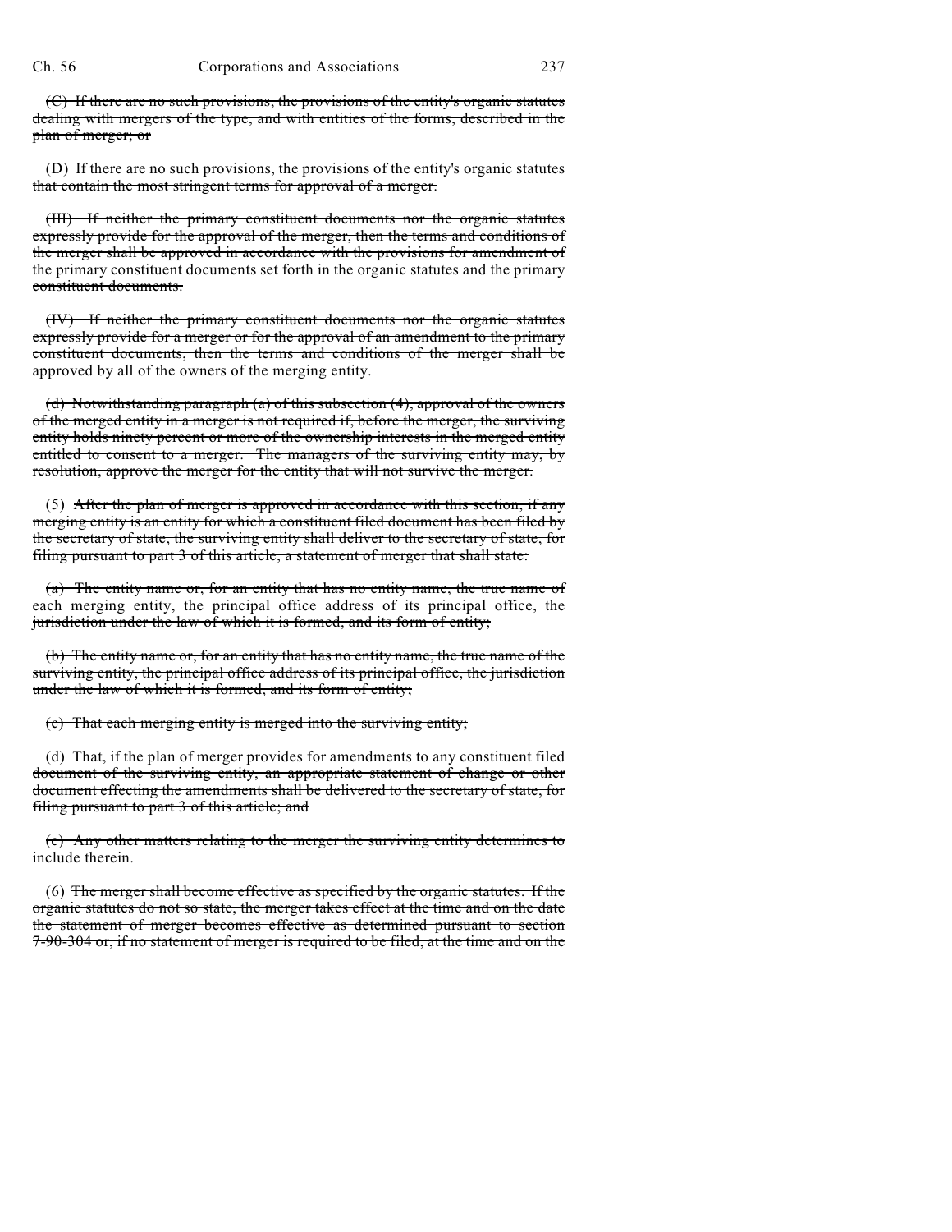~~(C) If there are no such provisions, the provisions of the entity's organic statutes dealing with mergers of the type, and with entities of the forms, described in the plan of merger; or~~

~~(D) If there are no such provisions, the provisions of the entity's organic statutes that contain the most stringent terms for approval of a merger.~~

~~(III) If neither the primary constituent documents nor the organic statutes expressly provide for the approval of the merger, then the terms and conditions of the merger shall be approved in accordance with the provisions for amendment of the primary constituent documents set forth in the organic statutes and the primary constituent documents.~~

~~(IV) If neither the primary constituent documents nor the organic statutes expressly provide for a merger or for the approval of an amendment to the primary constituent documents, then the terms and conditions of the merger shall be approved by all of the owners of the merging entity.~~

~~(d) Notwithstanding paragraph (a) of this subsection (4), approval of the owners of the merged entity in a merger is not required if, before the merger, the surviving entity holds ninety percent or more of the ownership interests in the merged entity entitled to consent to a merger. The managers of the surviving entity may, by resolution, approve the merger for the entity that will not survive the merger.~~

(5) ~~After the plan of merger is approved in accordance with this section, if any merging entity is an entity for which a constituent filed document has been filed by the secretary of state, the surviving entity shall deliver to the secretary of state, for filing pursuant to part 3 of this article, a statement of merger that shall state:~~

~~(a) The entity name or, for an entity that has no entity name, the true name of each merging entity, the principal office address of its principal office, the jurisdiction under the law of which it is formed, and its form of entity;~~

~~(b) The entity name or, for an entity that has no entity name, the true name of the surviving entity, the principal office address of its principal office, the jurisdiction under the law of which it is formed, and its form of entity;~~

~~(c) That each merging entity is merged into the surviving entity;~~

~~(d) That, if the plan of merger provides for amendments to any constituent filed document of the surviving entity, an appropriate statement of change or other document effecting the amendments shall be delivered to the secretary of state, for filing pursuant to part 3 of this article; and~~

~~(e) Any other matters relating to the merger the surviving entity determines to include therein.~~

(6) ~~The merger shall become effective as specified by the organic statutes. If the organic statutes do not so state, the merger takes effect at the time and on the date the statement of merger becomes effective as determined pursuant to section 7-90-304 or, if no statement of merger is required to be filed, at the time and on the~~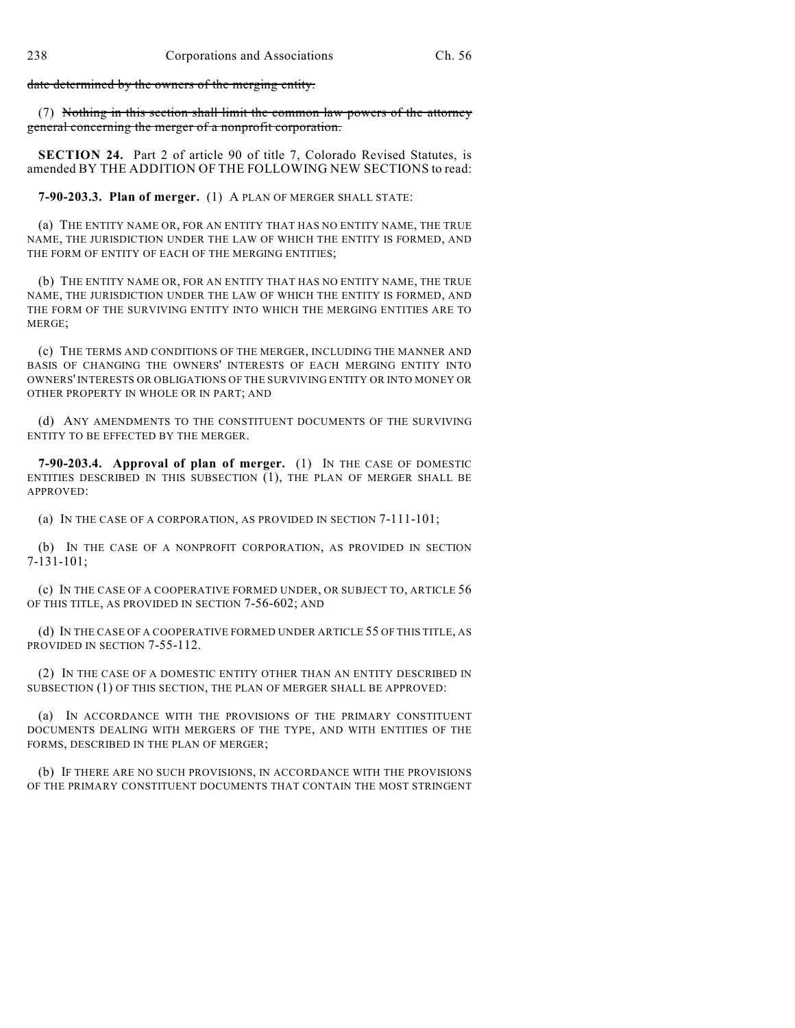~~date determined by the owners of the merging entity.~~

(7) ~~Nothing in this section shall limit the common law powers of the attorney general concerning the merger of a nonprofit corporation.~~

**SECTION 24.** Part 2 of article 90 of title 7, Colorado Revised Statutes, is amended BY THE ADDITION OF THE FOLLOWING NEW SECTIONS to read:

**7-90-203.3. Plan of merger.** (1) A PLAN OF MERGER SHALL STATE:

(a) THE ENTITY NAME OR, FOR AN ENTITY THAT HAS NO ENTITY NAME, THE TRUE NAME, THE JURISDICTION UNDER THE LAW OF WHICH THE ENTITY IS FORMED, AND THE FORM OF ENTITY OF EACH OF THE MERGING ENTITIES;

(b) THE ENTITY NAME OR, FOR AN ENTITY THAT HAS NO ENTITY NAME, THE TRUE NAME, THE JURISDICTION UNDER THE LAW OF WHICH THE ENTITY IS FORMED, AND THE FORM OF THE SURVIVING ENTITY INTO WHICH THE MERGING ENTITIES ARE TO MERGE;

(c) THE TERMS AND CONDITIONS OF THE MERGER, INCLUDING THE MANNER AND BASIS OF CHANGING THE OWNERS' INTERESTS OF EACH MERGING ENTITY INTO OWNERS' INTERESTS OR OBLIGATIONS OF THE SURVIVING ENTITY OR INTO MONEY OR OTHER PROPERTY IN WHOLE OR IN PART; AND

(d) ANY AMENDMENTS TO THE CONSTITUENT DOCUMENTS OF THE SURVIVING ENTITY TO BE EFFECTED BY THE MERGER.

**7-90-203.4. Approval of plan of merger.** (1) IN THE CASE OF DOMESTIC ENTITIES DESCRIBED IN THIS SUBSECTION (1), THE PLAN OF MERGER SHALL BE APPROVED:

(a) IN THE CASE OF A CORPORATION, AS PROVIDED IN SECTION 7-111-101;

(b) IN THE CASE OF A NONPROFIT CORPORATION, AS PROVIDED IN SECTION 7-131-101;

(c) IN THE CASE OF A COOPERATIVE FORMED UNDER, OR SUBJECT TO, ARTICLE 56 OF THIS TITLE, AS PROVIDED IN SECTION 7-56-602; AND

(d) IN THE CASE OF A COOPERATIVE FORMED UNDER ARTICLE 55 OF THIS TITLE, AS PROVIDED IN SECTION 7-55-112.

(2) IN THE CASE OF A DOMESTIC ENTITY OTHER THAN AN ENTITY DESCRIBED IN SUBSECTION (1) OF THIS SECTION, THE PLAN OF MERGER SHALL BE APPROVED:

(a) IN ACCORDANCE WITH THE PROVISIONS OF THE PRIMARY CONSTITUENT DOCUMENTS DEALING WITH MERGERS OF THE TYPE, AND WITH ENTITIES OF THE FORMS, DESCRIBED IN THE PLAN OF MERGER;

(b) IF THERE ARE NO SUCH PROVISIONS, IN ACCORDANCE WITH THE PROVISIONS OF THE PRIMARY CONSTITUENT DOCUMENTS THAT CONTAIN THE MOST STRINGENT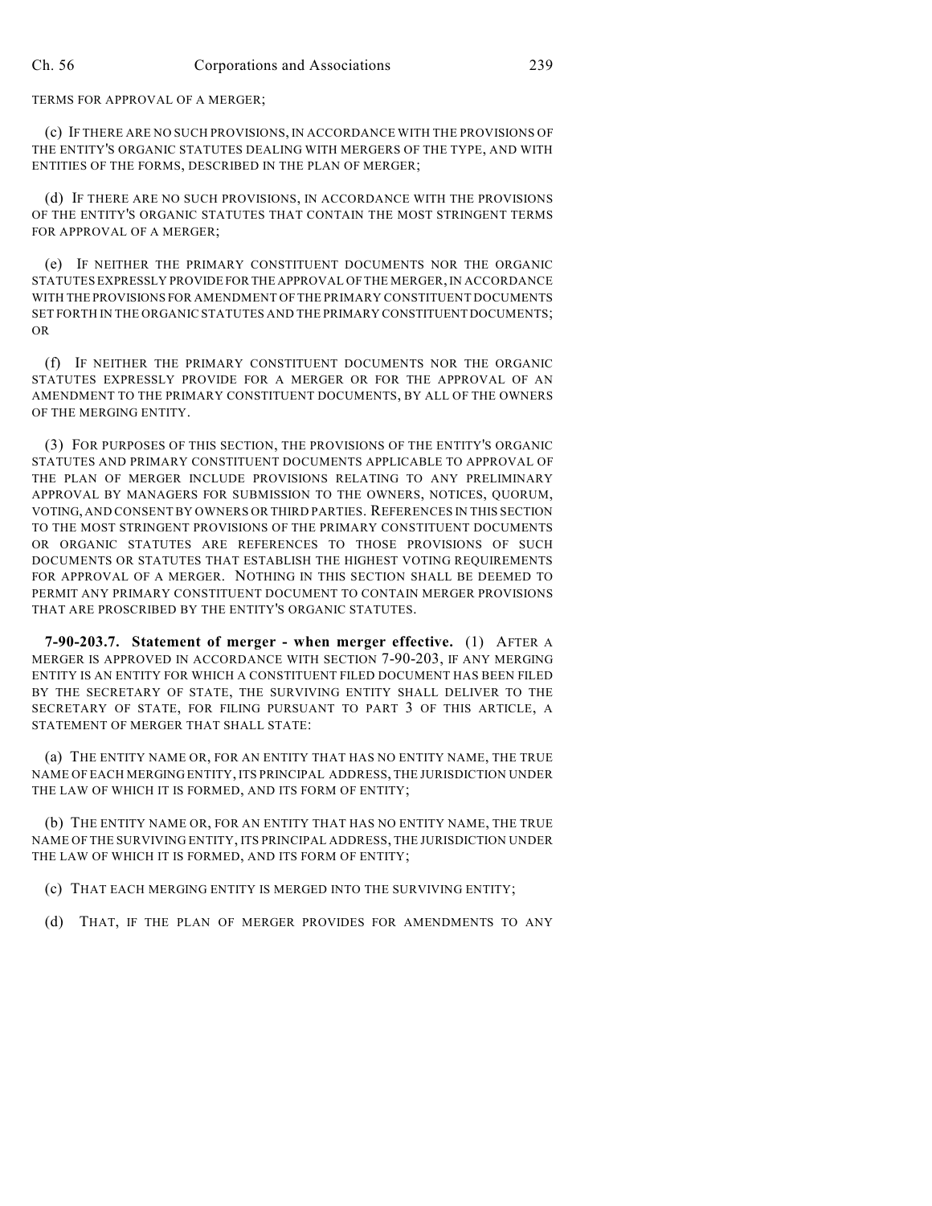TERMS FOR APPROVAL OF A MERGER;

(c) IF THERE ARE NO SUCH PROVISIONS, IN ACCORDANCE WITH THE PROVISIONS OF THE ENTITY'S ORGANIC STATUTES DEALING WITH MERGERS OF THE TYPE, AND WITH ENTITIES OF THE FORMS, DESCRIBED IN THE PLAN OF MERGER;

(d) IF THERE ARE NO SUCH PROVISIONS, IN ACCORDANCE WITH THE PROVISIONS OF THE ENTITY'S ORGANIC STATUTES THAT CONTAIN THE MOST STRINGENT TERMS FOR APPROVAL OF A MERGER;

(e) IF NEITHER THE PRIMARY CONSTITUENT DOCUMENTS NOR THE ORGANIC STATUTES EXPRESSLY PROVIDE FOR THE APPROVAL OF THE MERGER, IN ACCORDANCE WITH THE PROVISIONS FOR AMENDMENT OF THE PRIMARY CONSTITUENT DOCUMENTS SET FORTH IN THE ORGANIC STATUTES AND THE PRIMARY CONSTITUENT DOCUMENTS; OR

(f) IF NEITHER THE PRIMARY CONSTITUENT DOCUMENTS NOR THE ORGANIC STATUTES EXPRESSLY PROVIDE FOR A MERGER OR FOR THE APPROVAL OF AN AMENDMENT TO THE PRIMARY CONSTITUENT DOCUMENTS, BY ALL OF THE OWNERS OF THE MERGING ENTITY.

(3) FOR PURPOSES OF THIS SECTION, THE PROVISIONS OF THE ENTITY'S ORGANIC STATUTES AND PRIMARY CONSTITUENT DOCUMENTS APPLICABLE TO APPROVAL OF THE PLAN OF MERGER INCLUDE PROVISIONS RELATING TO ANY PRELIMINARY APPROVAL BY MANAGERS FOR SUBMISSION TO THE OWNERS, NOTICES, QUORUM, VOTING, AND CONSENT BY OWNERS OR THIRD PARTIES. REFERENCES IN THIS SECTION TO THE MOST STRINGENT PROVISIONS OF THE PRIMARY CONSTITUENT DOCUMENTS OR ORGANIC STATUTES ARE REFERENCES TO THOSE PROVISIONS OF SUCH DOCUMENTS OR STATUTES THAT ESTABLISH THE HIGHEST VOTING REQUIREMENTS FOR APPROVAL OF A MERGER. NOTHING IN THIS SECTION SHALL BE DEEMED TO PERMIT ANY PRIMARY CONSTITUENT DOCUMENT TO CONTAIN MERGER PROVISIONS THAT ARE PROSCRIBED BY THE ENTITY'S ORGANIC STATUTES.

**7-90-203.7. Statement of merger - when merger effective.** (1) AFTER A MERGER IS APPROVED IN ACCORDANCE WITH SECTION 7-90-203, IF ANY MERGING ENTITY IS AN ENTITY FOR WHICH A CONSTITUENT FILED DOCUMENT HAS BEEN FILED BY THE SECRETARY OF STATE, THE SURVIVING ENTITY SHALL DELIVER TO THE SECRETARY OF STATE, FOR FILING PURSUANT TO PART 3 OF THIS ARTICLE, A STATEMENT OF MERGER THAT SHALL STATE:

(a) THE ENTITY NAME OR, FOR AN ENTITY THAT HAS NO ENTITY NAME, THE TRUE NAME OF EACH MERGING ENTITY, ITS PRINCIPAL ADDRESS, THE JURISDICTION UNDER THE LAW OF WHICH IT IS FORMED, AND ITS FORM OF ENTITY;

(b) THE ENTITY NAME OR, FOR AN ENTITY THAT HAS NO ENTITY NAME, THE TRUE NAME OF THE SURVIVING ENTITY, ITS PRINCIPAL ADDRESS, THE JURISDICTION UNDER THE LAW OF WHICH IT IS FORMED, AND ITS FORM OF ENTITY;

(c) THAT EACH MERGING ENTITY IS MERGED INTO THE SURVIVING ENTITY;

(d) THAT, IF THE PLAN OF MERGER PROVIDES FOR AMENDMENTS TO ANY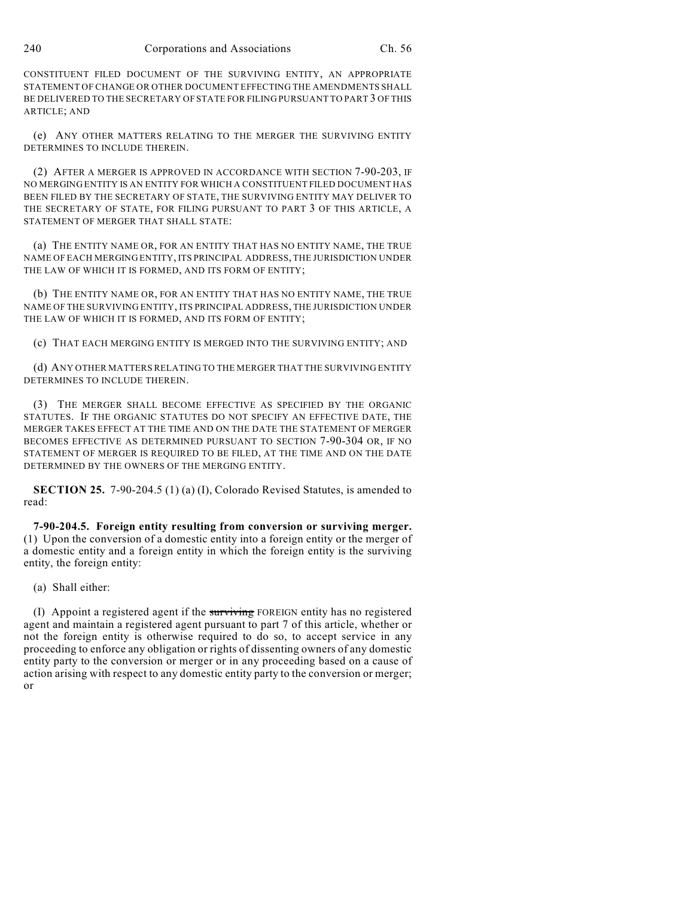CONSTITUENT FILED DOCUMENT OF THE SURVIVING ENTITY, AN APPROPRIATE STATEMENT OF CHANGE OR OTHER DOCUMENT EFFECTING THE AMENDMENTS SHALL BE DELIVERED TO THE SECRETARY OF STATE FOR FILING PURSUANT TO PART 3 OF THIS ARTICLE; AND

(e) ANY OTHER MATTERS RELATING TO THE MERGER THE SURVIVING ENTITY DETERMINES TO INCLUDE THEREIN.

(2) AFTER A MERGER IS APPROVED IN ACCORDANCE WITH SECTION 7-90-203, IF NO MERGING ENTITY IS AN ENTITY FOR WHICH A CONSTITUENT FILED DOCUMENT HAS BEEN FILED BY THE SECRETARY OF STATE, THE SURVIVING ENTITY MAY DELIVER TO THE SECRETARY OF STATE, FOR FILING PURSUANT TO PART 3 OF THIS ARTICLE, A STATEMENT OF MERGER THAT SHALL STATE:

(a) THE ENTITY NAME OR, FOR AN ENTITY THAT HAS NO ENTITY NAME, THE TRUE NAME OF EACH MERGING ENTITY, ITS PRINCIPAL ADDRESS, THE JURISDICTION UNDER THE LAW OF WHICH IT IS FORMED, AND ITS FORM OF ENTITY;

(b) THE ENTITY NAME OR, FOR AN ENTITY THAT HAS NO ENTITY NAME, THE TRUE NAME OF THE SURVIVING ENTITY, ITS PRINCIPAL ADDRESS, THE JURISDICTION UNDER THE LAW OF WHICH IT IS FORMED, AND ITS FORM OF ENTITY;

(c) THAT EACH MERGING ENTITY IS MERGED INTO THE SURVIVING ENTITY; AND

(d) ANY OTHER MATTERS RELATING TO THE MERGER THAT THE SURVIVING ENTITY DETERMINES TO INCLUDE THEREIN.

(3) THE MERGER SHALL BECOME EFFECTIVE AS SPECIFIED BY THE ORGANIC STATUTES. IF THE ORGANIC STATUTES DO NOT SPECIFY AN EFFECTIVE DATE, THE MERGER TAKES EFFECT AT THE TIME AND ON THE DATE THE STATEMENT OF MERGER BECOMES EFFECTIVE AS DETERMINED PURSUANT TO SECTION 7-90-304 OR, IF NO STATEMENT OF MERGER IS REQUIRED TO BE FILED, AT THE TIME AND ON THE DATE DETERMINED BY THE OWNERS OF THE MERGING ENTITY.

**SECTION 25.** 7-90-204.5 (1) (a) (I), Colorado Revised Statutes, is amended to read:

**7-90-204.5. Foreign entity resulting from conversion or surviving merger.** (1) Upon the conversion of a domestic entity into a foreign entity or the merger of a domestic entity and a foreign entity in which the foreign entity is the surviving entity, the foreign entity:

(a) Shall either:

(I) Appoint a registered agent if the ~~surviving~~ FOREIGN entity has no registered agent and maintain a registered agent pursuant to part 7 of this article, whether or not the foreign entity is otherwise required to do so, to accept service in any proceeding to enforce any obligation or rights of dissenting owners of any domestic entity party to the conversion or merger or in any proceeding based on a cause of action arising with respect to any domestic entity party to the conversion or merger; or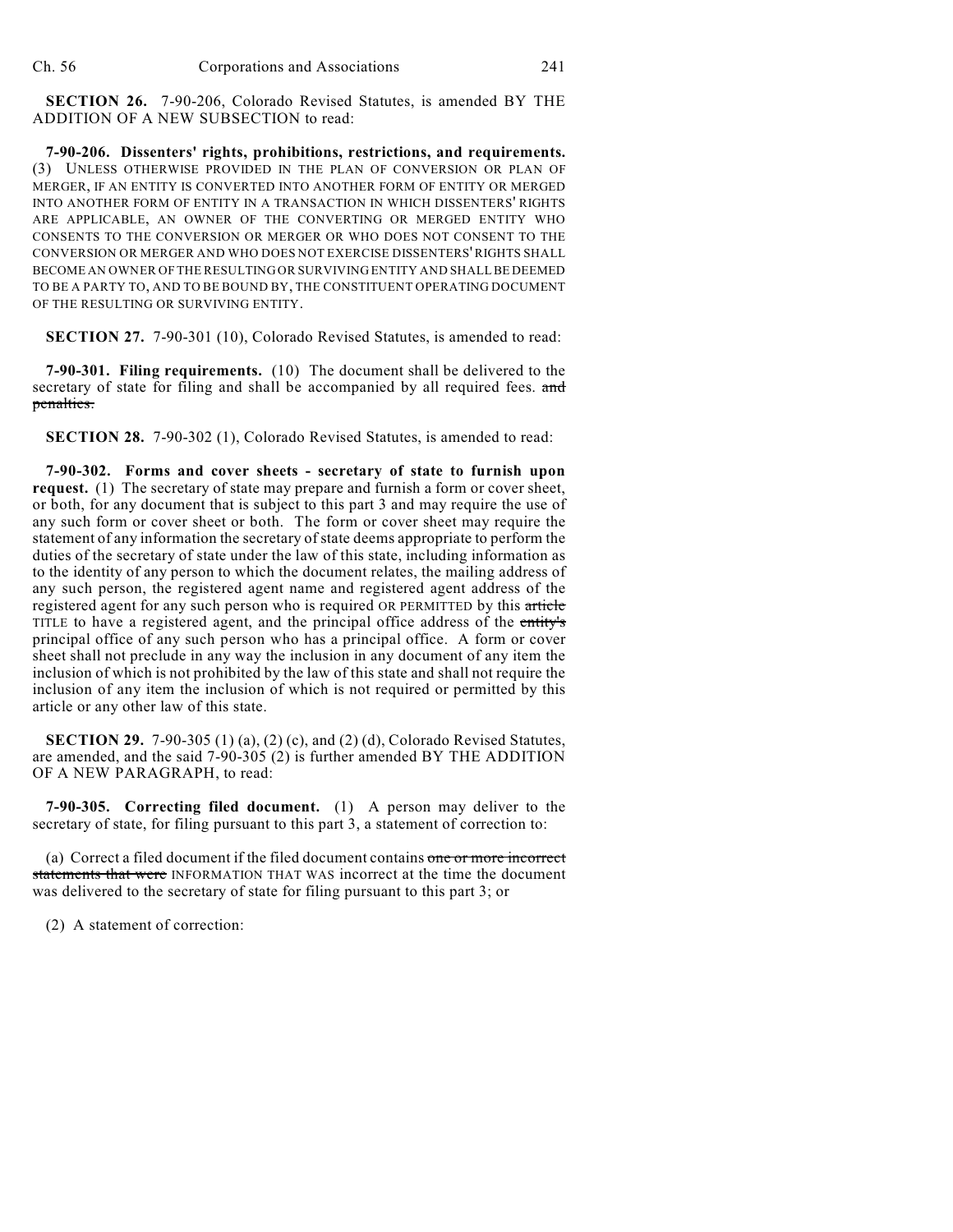**SECTION 26.** 7-90-206, Colorado Revised Statutes, is amended BY THE ADDITION OF A NEW SUBSECTION to read:

**7-90-206. Dissenters' rights, prohibitions, restrictions, and requirements.** (3) UNLESS OTHERWISE PROVIDED IN THE PLAN OF CONVERSION OR PLAN OF MERGER, IF AN ENTITY IS CONVERTED INTO ANOTHER FORM OF ENTITY OR MERGED INTO ANOTHER FORM OF ENTITY IN A TRANSACTION IN WHICH DISSENTERS' RIGHTS ARE APPLICABLE, AN OWNER OF THE CONVERTING OR MERGED ENTITY WHO CONSENTS TO THE CONVERSION OR MERGER OR WHO DOES NOT CONSENT TO THE CONVERSION OR MERGER AND WHO DOES NOT EXERCISE DISSENTERS' RIGHTS SHALL BECOME AN OWNER OF THE RESULTING OR SURVIVING ENTITY AND SHALL BE DEEMED TO BE A PARTY TO, AND TO BE BOUND BY, THE CONSTITUENT OPERATING DOCUMENT OF THE RESULTING OR SURVIVING ENTITY.

**SECTION 27.** 7-90-301 (10), Colorado Revised Statutes, is amended to read:

**7-90-301. Filing requirements.** (10) The document shall be delivered to the secretary of state for filing and shall be accompanied by all required fees. ~~and penalties.~~

**SECTION 28.** 7-90-302 (1), Colorado Revised Statutes, is amended to read:

**7-90-302. Forms and cover sheets - secretary of state to furnish upon request.** (1) The secretary of state may prepare and furnish a form or cover sheet, or both, for any document that is subject to this part 3 and may require the use of any such form or cover sheet or both. The form or cover sheet may require the statement of any information the secretary of state deems appropriate to perform the duties of the secretary of state under the law of this state, including information as to the identity of any person to which the document relates, the mailing address of any such person, the registered agent name and registered agent address of the registered agent for any such person who is required OR PERMITTED by this ~~article~~ TITLE to have a registered agent, and the principal office address of the ~~entity's~~ principal office of any such person who has a principal office. A form or cover sheet shall not preclude in any way the inclusion in any document of any item the inclusion of which is not prohibited by the law of this state and shall not require the inclusion of any item the inclusion of which is not required or permitted by this article or any other law of this state.

**SECTION 29.** 7-90-305 (1) (a), (2) (c), and (2) (d), Colorado Revised Statutes, are amended, and the said 7-90-305 (2) is further amended BY THE ADDITION OF A NEW PARAGRAPH, to read:

**7-90-305. Correcting filed document.** (1) A person may deliver to the secretary of state, for filing pursuant to this part 3, a statement of correction to:

(a) Correct a filed document if the filed document contains ~~one or more incorrect statements that were~~ INFORMATION THAT WAS incorrect at the time the document was delivered to the secretary of state for filing pursuant to this part 3; or

(2) A statement of correction: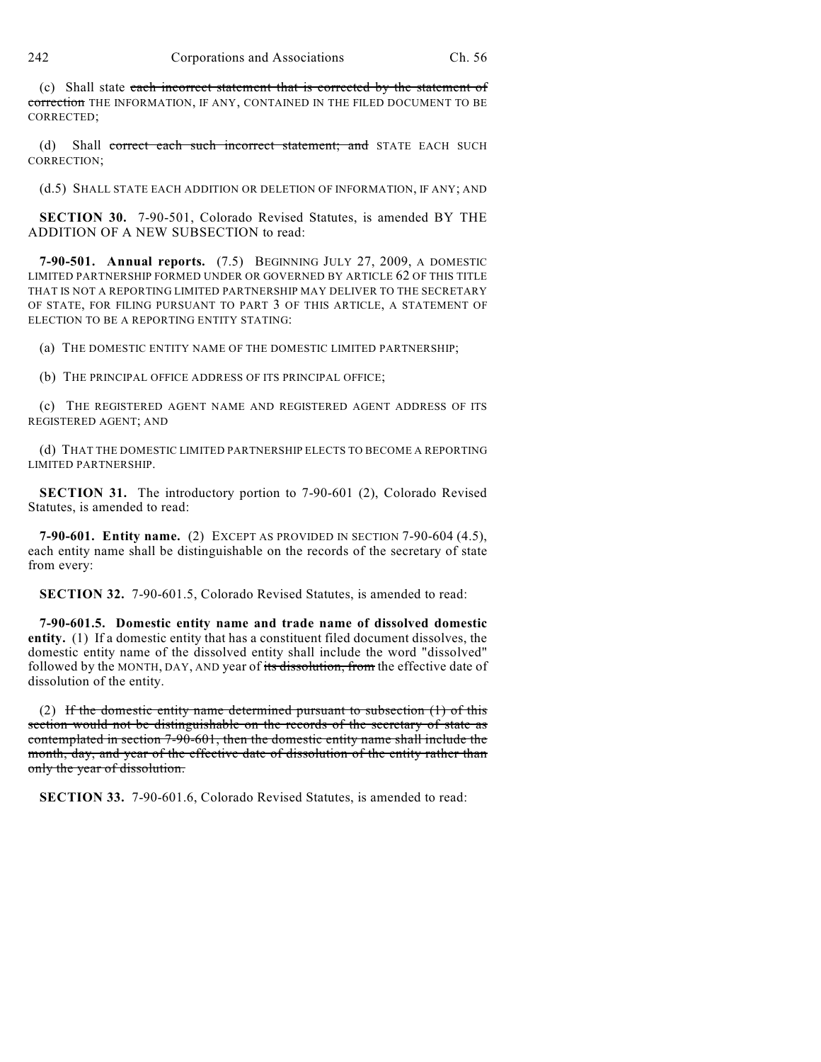(c) Shall state ~~each incorrect statement that is corrected by the statement of correction~~ THE INFORMATION, IF ANY, CONTAINED IN THE FILED DOCUMENT TO BE CORRECTED;

(d) Shall ~~correct each such incorrect statement; and~~ STATE EACH SUCH CORRECTION;

(d.5) SHALL STATE EACH ADDITION OR DELETION OF INFORMATION, IF ANY; AND

**SECTION 30.** 7-90-501, Colorado Revised Statutes, is amended BY THE ADDITION OF A NEW SUBSECTION to read:

**7-90-501. Annual reports.** (7.5) BEGINNING JULY 27, 2009, A DOMESTIC LIMITED PARTNERSHIP FORMED UNDER OR GOVERNED BY ARTICLE 62 OF THIS TITLE THAT IS NOT A REPORTING LIMITED PARTNERSHIP MAY DELIVER TO THE SECRETARY OF STATE, FOR FILING PURSUANT TO PART 3 OF THIS ARTICLE, A STATEMENT OF ELECTION TO BE A REPORTING ENTITY STATING:

(a) THE DOMESTIC ENTITY NAME OF THE DOMESTIC LIMITED PARTNERSHIP;

(b) THE PRINCIPAL OFFICE ADDRESS OF ITS PRINCIPAL OFFICE;

(c) THE REGISTERED AGENT NAME AND REGISTERED AGENT ADDRESS OF ITS REGISTERED AGENT; AND

(d) THAT THE DOMESTIC LIMITED PARTNERSHIP ELECTS TO BECOME A REPORTING LIMITED PARTNERSHIP.

**SECTION 31.** The introductory portion to 7-90-601 (2), Colorado Revised Statutes, is amended to read:

**7-90-601. Entity name.** (2) EXCEPT AS PROVIDED IN SECTION 7-90-604 (4.5), each entity name shall be distinguishable on the records of the secretary of state from every:

**SECTION 32.** 7-90-601.5, Colorado Revised Statutes, is amended to read:

**7-90-601.5. Domestic entity name and trade name of dissolved domestic entity.** (1) If a domestic entity that has a constituent filed document dissolves, the domestic entity name of the dissolved entity shall include the word "dissolved" followed by the MONTH, DAY, AND year of ~~its dissolution, from~~ the effective date of dissolution of the entity.

(2) ~~If the domestic entity name determined pursuant to subsection (1) of this section would not be distinguishable on the records of the secretary of state as contemplated in section 7-90-601, then the domestic entity name shall include the month, day, and year of the effective date of dissolution of the entity rather than only the year of dissolution.~~

**SECTION 33.** 7-90-601.6, Colorado Revised Statutes, is amended to read: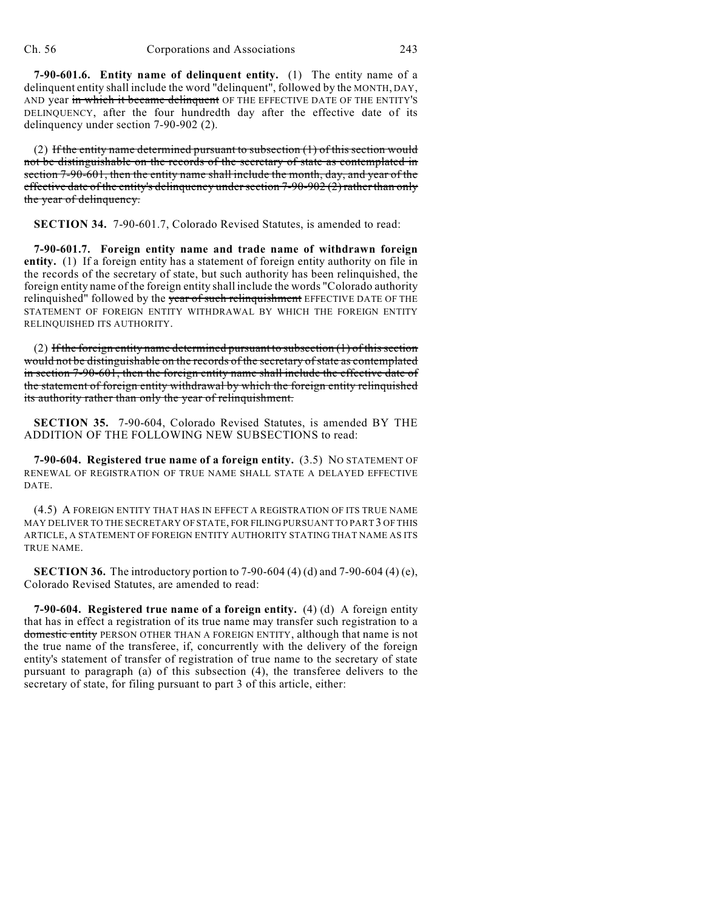**7-90-601.6. Entity name of delinquent entity.** (1) The entity name of a delinquent entity shall include the word "delinquent", followed by the MONTH, DAY, AND year ~~in which it became delinquent~~ OF THE EFFECTIVE DATE OF THE ENTITY'S DELINQUENCY, after the four hundredth day after the effective date of its delinquency under section 7-90-902 (2).

(2) ~~If the entity name determined pursuant to subsection (1) of this section would not be distinguishable on the records of the secretary of state as contemplated in section 7-90-601, then the entity name shall include the month, day, and year of the effective date of the entity's delinquency under section 7-90-902 (2) rather than only the year of delinquency.~~

**SECTION 34.** 7-90-601.7, Colorado Revised Statutes, is amended to read:

**7-90-601.7. Foreign entity name and trade name of withdrawn foreign entity.** (1) If a foreign entity has a statement of foreign entity authority on file in the records of the secretary of state, but such authority has been relinquished, the foreign entity name of the foreign entity shall include the words "Colorado authority relinquished" followed by the ~~year of such relinquishment~~ EFFECTIVE DATE OF THE STATEMENT OF FOREIGN ENTITY WITHDRAWAL BY WHICH THE FOREIGN ENTITY RELINQUISHED ITS AUTHORITY.

(2) ~~If the foreign entity name determined pursuant to subsection (1) of this section would not be distinguishable on the records of the secretary of state as contemplated in section 7-90-601, then the foreign entity name shall include the effective date of the statement of foreign entity withdrawal by which the foreign entity relinquished its authority rather than only the year of relinquishment.~~

**SECTION 35.** 7-90-604, Colorado Revised Statutes, is amended BY THE ADDITION OF THE FOLLOWING NEW SUBSECTIONS to read:

**7-90-604. Registered true name of a foreign entity.** (3.5) NO STATEMENT OF RENEWAL OF REGISTRATION OF TRUE NAME SHALL STATE A DELAYED EFFECTIVE DATE.

(4.5) A FOREIGN ENTITY THAT HAS IN EFFECT A REGISTRATION OF ITS TRUE NAME MAY DELIVER TO THE SECRETARY OF STATE, FOR FILING PURSUANT TO PART 3 OF THIS ARTICLE, A STATEMENT OF FOREIGN ENTITY AUTHORITY STATING THAT NAME AS ITS TRUE NAME.

**SECTION 36.** The introductory portion to 7-90-604 (4) (d) and 7-90-604 (4) (e), Colorado Revised Statutes, are amended to read:

**7-90-604. Registered true name of a foreign entity.** (4) (d) A foreign entity that has in effect a registration of its true name may transfer such registration to a ~~domestic entity~~ PERSON OTHER THAN A FOREIGN ENTITY, although that name is not the true name of the transferee, if, concurrently with the delivery of the foreign entity's statement of transfer of registration of true name to the secretary of state pursuant to paragraph (a) of this subsection (4), the transferee delivers to the secretary of state, for filing pursuant to part 3 of this article, either: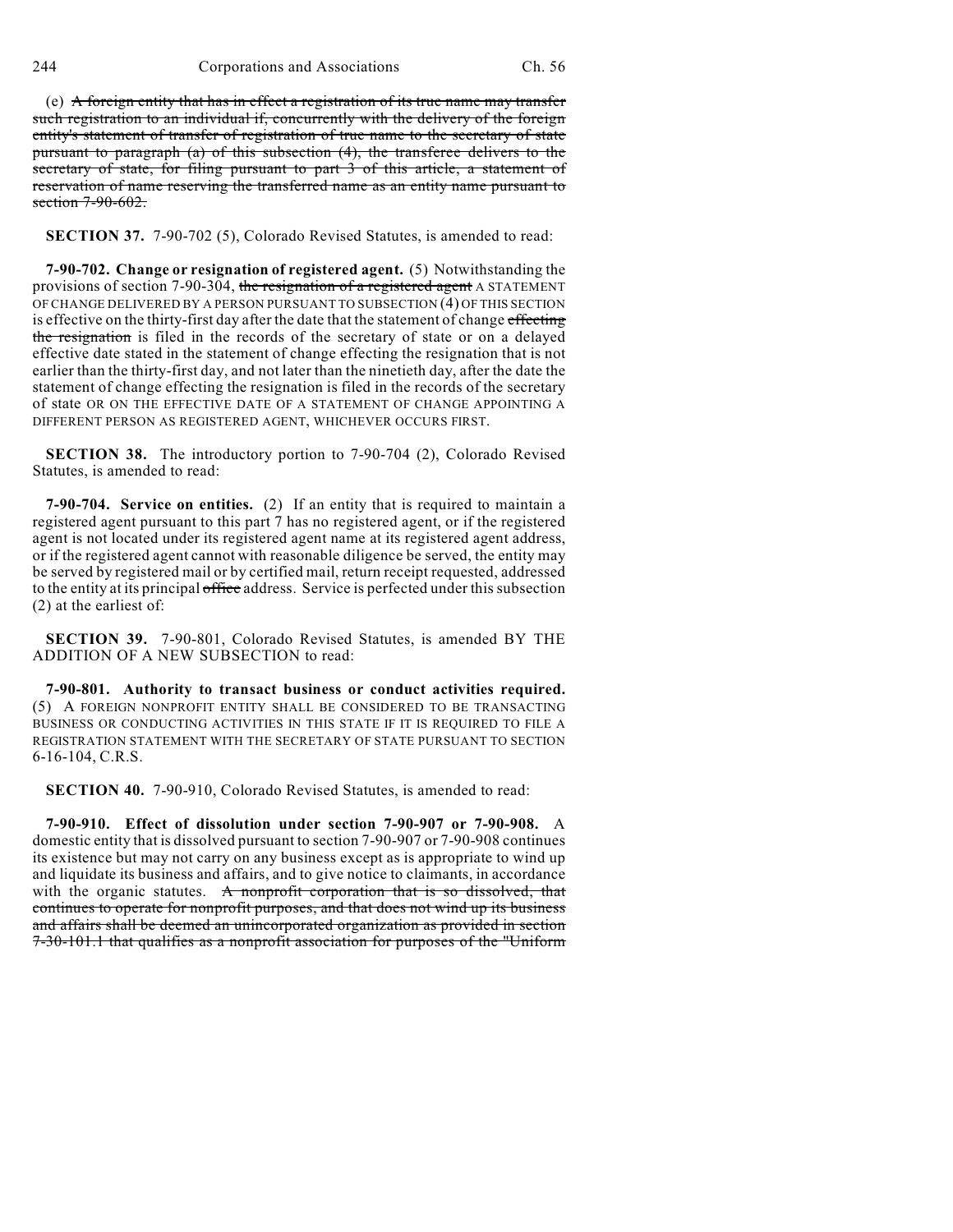(e) ~~A foreign entity that has in effect a registration of its true name may transfer such registration to an individual if, concurrently with the delivery of the foreign entity's statement of transfer of registration of true name to the secretary of state pursuant to paragraph (a) of this subsection (4), the transferee delivers to the secretary of state, for filing pursuant to part 3 of this article, a statement of reservation of name reserving the transferred name as an entity name pursuant to section 7-90-602.~~

**SECTION 37.** 7-90-702 (5), Colorado Revised Statutes, is amended to read:

**7-90-702. Change or resignation of registered agent.** (5) Notwithstanding the provisions of section 7-90-304, ~~the resignation of a registered agent~~ A STATEMENT OF CHANGE DELIVERED BY A PERSON PURSUANT TO SUBSECTION (4) OF THIS SECTION is effective on the thirty-first day after the date that the statement of change ~~effecting the resignation~~ is filed in the records of the secretary of state or on a delayed effective date stated in the statement of change effecting the resignation that is not earlier than the thirty-first day, and not later than the ninetieth day, after the date the statement of change effecting the resignation is filed in the records of the secretary of state OR ON THE EFFECTIVE DATE OF A STATEMENT OF CHANGE APPOINTING A DIFFERENT PERSON AS REGISTERED AGENT, WHICHEVER OCCURS FIRST.

**SECTION 38.** The introductory portion to 7-90-704 (2), Colorado Revised Statutes, is amended to read:

**7-90-704. Service on entities.** (2) If an entity that is required to maintain a registered agent pursuant to this part 7 has no registered agent, or if the registered agent is not located under its registered agent name at its registered agent address, or if the registered agent cannot with reasonable diligence be served, the entity may be served by registered mail or by certified mail, return receipt requested, addressed to the entity at its principal ~~office~~ address. Service is perfected under this subsection (2) at the earliest of:

**SECTION 39.** 7-90-801, Colorado Revised Statutes, is amended BY THE ADDITION OF A NEW SUBSECTION to read:

**7-90-801. Authority to transact business or conduct activities required.** (5) A FOREIGN NONPROFIT ENTITY SHALL BE CONSIDERED TO BE TRANSACTING BUSINESS OR CONDUCTING ACTIVITIES IN THIS STATE IF IT IS REQUIRED TO FILE A REGISTRATION STATEMENT WITH THE SECRETARY OF STATE PURSUANT TO SECTION 6-16-104, C.R.S.

**SECTION 40.** 7-90-910, Colorado Revised Statutes, is amended to read:

**7-90-910. Effect of dissolution under section 7-90-907 or 7-90-908.** A domestic entity that is dissolved pursuant to section 7-90-907 or 7-90-908 continues its existence but may not carry on any business except as is appropriate to wind up and liquidate its business and affairs, and to give notice to claimants, in accordance with the organic statutes. ~~A nonprofit corporation that is so dissolved, that continues to operate for nonprofit purposes, and that does not wind up its business and affairs shall be deemed an unincorporated organization as provided in section 7-30-101.1 that qualifies as a nonprofit association for purposes of the "Uniform~~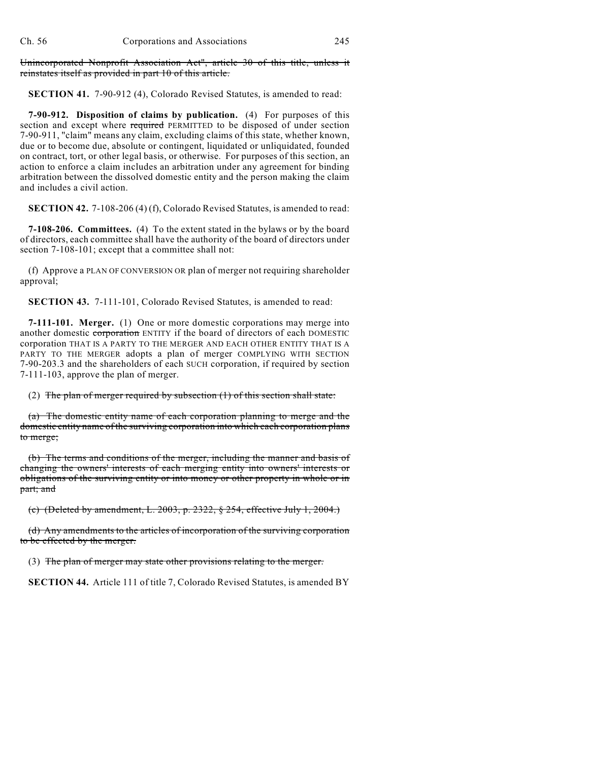~~Unincorporated Nonprofit Association Act", article 30 of this title, unless it reinstates itself as provided in part 10 of this article.~~

**SECTION 41.** 7-90-912 (4), Colorado Revised Statutes, is amended to read:

**7-90-912. Disposition of claims by publication.** (4) For purposes of this section and except where ~~required~~ PERMITTED to be disposed of under section 7-90-911, "claim" means any claim, excluding claims of this state, whether known, due or to become due, absolute or contingent, liquidated or unliquidated, founded on contract, tort, or other legal basis, or otherwise. For purposes of this section, an action to enforce a claim includes an arbitration under any agreement for binding arbitration between the dissolved domestic entity and the person making the claim and includes a civil action.

**SECTION 42.** 7-108-206 (4) (f), Colorado Revised Statutes, is amended to read:

**7-108-206. Committees.** (4) To the extent stated in the bylaws or by the board of directors, each committee shall have the authority of the board of directors under section 7-108-101; except that a committee shall not:

(f) Approve a PLAN OF CONVERSION OR plan of merger not requiring shareholder approval;

**SECTION 43.** 7-111-101, Colorado Revised Statutes, is amended to read:

**7-111-101. Merger.** (1) One or more domestic corporations may merge into another domestic ~~corporation~~ ENTITY if the board of directors of each DOMESTIC corporation THAT IS A PARTY TO THE MERGER AND EACH OTHER ENTITY THAT IS A PARTY TO THE MERGER adopts a plan of merger COMPLYING WITH SECTION 7-90-203.3 and the shareholders of each SUCH corporation, if required by section 7-111-103, approve the plan of merger.

(2) ~~The plan of merger required by subsection (1) of this section shall state:~~

~~(a) The domestic entity name of each corporation planning to merge and the domestic entity name of the surviving corporation into which each corporation plans to merge;~~

~~(b) The terms and conditions of the merger, including the manner and basis of changing the owners' interests of each merging entity into owners' interests or obligations of the surviving entity or into money or other property in whole or in part; and~~

~~(c) (Deleted by amendment, L. 2003, p. 2322, § 254, effective July 1, 2004.)~~

~~(d) Any amendments to the articles of incorporation of the surviving corporation to be effected by the merger.~~

(3) ~~The plan of merger may state other provisions relating to the merger.~~

**SECTION 44.** Article 111 of title 7, Colorado Revised Statutes, is amended BY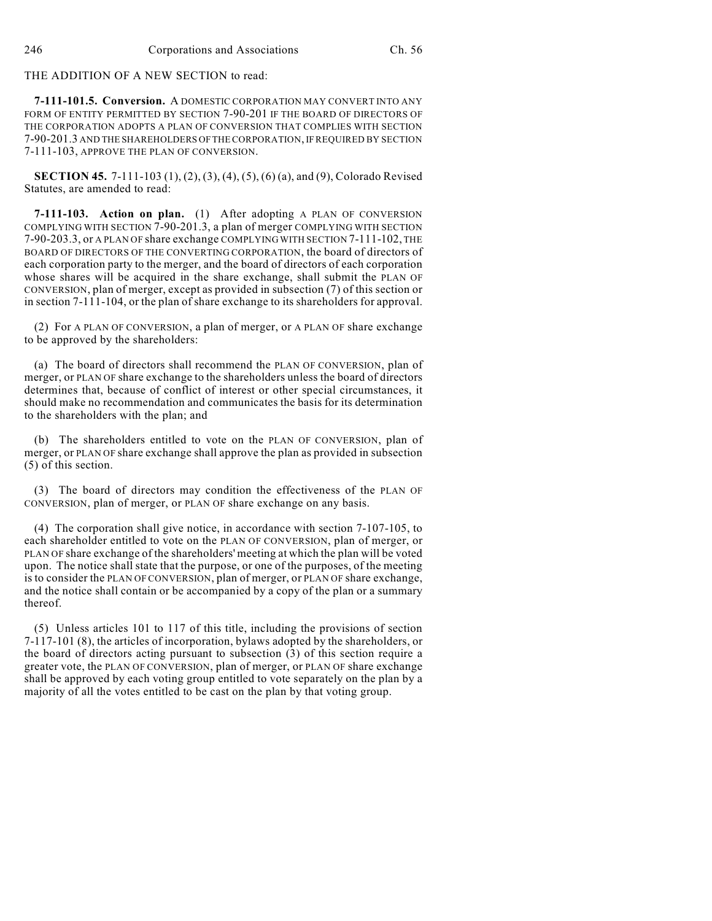THE ADDITION OF A NEW SECTION to read:

**7-111-101.5. Conversion.** A DOMESTIC CORPORATION MAY CONVERT INTO ANY FORM OF ENTITY PERMITTED BY SECTION 7-90-201 IF THE BOARD OF DIRECTORS OF THE CORPORATION ADOPTS A PLAN OF CONVERSION THAT COMPLIES WITH SECTION 7-90-201.3 AND THE SHAREHOLDERS OF THE CORPORATION, IF REQUIRED BY SECTION 7-111-103, APPROVE THE PLAN OF CONVERSION.

**SECTION 45.** 7-111-103 (1), (2), (3), (4), (5), (6) (a), and (9), Colorado Revised Statutes, are amended to read:

**7-111-103. Action on plan.** (1) After adopting A PLAN OF CONVERSION COMPLYING WITH SECTION 7-90-201.3, a plan of merger COMPLYING WITH SECTION 7-90-203.3, or A PLAN OF share exchange COMPLYING WITH SECTION 7-111-102, THE BOARD OF DIRECTORS OF THE CONVERTING CORPORATION, the board of directors of each corporation party to the merger, and the board of directors of each corporation whose shares will be acquired in the share exchange, shall submit the PLAN OF CONVERSION, plan of merger, except as provided in subsection (7) of this section or in section 7-111-104, or the plan of share exchange to its shareholders for approval.

(2) For A PLAN OF CONVERSION, a plan of merger, or A PLAN OF share exchange to be approved by the shareholders:

(a) The board of directors shall recommend the PLAN OF CONVERSION, plan of merger, or PLAN OF share exchange to the shareholders unless the board of directors determines that, because of conflict of interest or other special circumstances, it should make no recommendation and communicates the basis for its determination to the shareholders with the plan; and

(b) The shareholders entitled to vote on the PLAN OF CONVERSION, plan of merger, or PLAN OF share exchange shall approve the plan as provided in subsection (5) of this section.

(3) The board of directors may condition the effectiveness of the PLAN OF CONVERSION, plan of merger, or PLAN OF share exchange on any basis.

(4) The corporation shall give notice, in accordance with section 7-107-105, to each shareholder entitled to vote on the PLAN OF CONVERSION, plan of merger, or PLAN OF share exchange of the shareholders' meeting at which the plan will be voted upon. The notice shall state that the purpose, or one of the purposes, of the meeting is to consider the PLAN OF CONVERSION, plan of merger, or PLAN OF share exchange, and the notice shall contain or be accompanied by a copy of the plan or a summary thereof.

(5) Unless articles 101 to 117 of this title, including the provisions of section 7-117-101 (8), the articles of incorporation, bylaws adopted by the shareholders, or the board of directors acting pursuant to subsection (3) of this section require a greater vote, the PLAN OF CONVERSION, plan of merger, or PLAN OF share exchange shall be approved by each voting group entitled to vote separately on the plan by a majority of all the votes entitled to be cast on the plan by that voting group.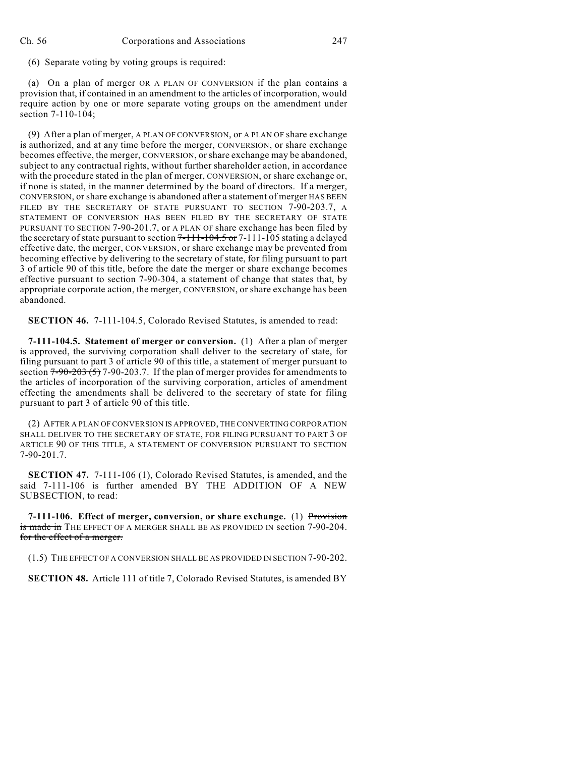(6) Separate voting by voting groups is required:

(a) On a plan of merger OR A PLAN OF CONVERSION if the plan contains a provision that, if contained in an amendment to the articles of incorporation, would require action by one or more separate voting groups on the amendment under section 7-110-104;

(9) After a plan of merger, A PLAN OF CONVERSION, or A PLAN OF share exchange is authorized, and at any time before the merger, CONVERSION, or share exchange becomes effective, the merger, CONVERSION, or share exchange may be abandoned, subject to any contractual rights, without further shareholder action, in accordance with the procedure stated in the plan of merger, CONVERSION, or share exchange or, if none is stated, in the manner determined by the board of directors. If a merger, CONVERSION, or share exchange is abandoned after a statement of merger HAS BEEN FILED BY THE SECRETARY OF STATE PURSUANT TO SECTION 7-90-203.7, A STATEMENT OF CONVERSION HAS BEEN FILED BY THE SECRETARY OF STATE PURSUANT TO SECTION 7-90-201.7, or A PLAN OF share exchange has been filed by the secretary of state pursuant to section ~~7-111-104.5 or~~ 7-111-105 stating a delayed effective date, the merger, CONVERSION, or share exchange may be prevented from becoming effective by delivering to the secretary of state, for filing pursuant to part 3 of article 90 of this title, before the date the merger or share exchange becomes effective pursuant to section 7-90-304, a statement of change that states that, by appropriate corporate action, the merger, CONVERSION, or share exchange has been abandoned.

**SECTION 46.** 7-111-104.5, Colorado Revised Statutes, is amended to read:

**7-111-104.5. Statement of merger or conversion.** (1) After a plan of merger is approved, the surviving corporation shall deliver to the secretary of state, for filing pursuant to part 3 of article 90 of this title, a statement of merger pursuant to section ~~7-90-203 (5)~~ 7-90-203.7. If the plan of merger provides for amendments to the articles of incorporation of the surviving corporation, articles of amendment effecting the amendments shall be delivered to the secretary of state for filing pursuant to part 3 of article 90 of this title.

(2) AFTER A PLAN OF CONVERSION IS APPROVED, THE CONVERTING CORPORATION SHALL DELIVER TO THE SECRETARY OF STATE, FOR FILING PURSUANT TO PART 3 OF ARTICLE 90 OF THIS TITLE, A STATEMENT OF CONVERSION PURSUANT TO SECTION 7-90-201.7.

**SECTION 47.** 7-111-106 (1), Colorado Revised Statutes, is amended, and the said 7-111-106 is further amended BY THE ADDITION OF A NEW SUBSECTION, to read:

**7-111-106. Effect of merger, conversion, or share exchange.** (1) ~~Provision is made in~~ THE EFFECT OF A MERGER SHALL BE AS PROVIDED IN section 7-90-204. ~~for the effect of a merger.~~

(1.5) THE EFFECT OF A CONVERSION SHALL BE AS PROVIDED IN SECTION 7-90-202.

**SECTION 48.** Article 111 of title 7, Colorado Revised Statutes, is amended BY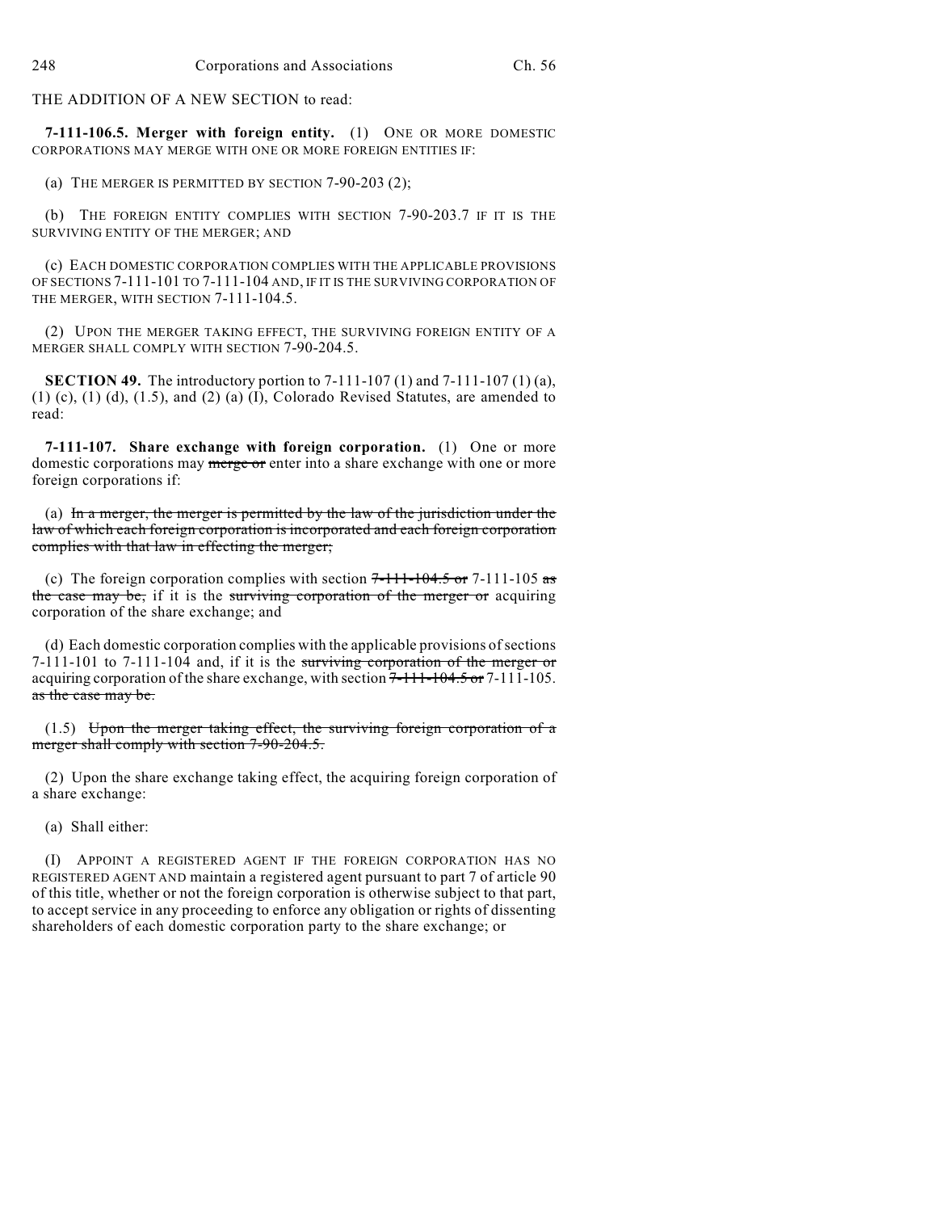THE ADDITION OF A NEW SECTION to read:

**7-111-106.5. Merger with foreign entity.** (1) ONE OR MORE DOMESTIC CORPORATIONS MAY MERGE WITH ONE OR MORE FOREIGN ENTITIES IF:

(a) THE MERGER IS PERMITTED BY SECTION 7-90-203 (2);

(b) THE FOREIGN ENTITY COMPLIES WITH SECTION 7-90-203.7 IF IT IS THE SURVIVING ENTITY OF THE MERGER; AND

(c) EACH DOMESTIC CORPORATION COMPLIES WITH THE APPLICABLE PROVISIONS OF SECTIONS 7-111-101 TO 7-111-104 AND, IF IT IS THE SURVIVING CORPORATION OF THE MERGER, WITH SECTION 7-111-104.5.

(2) UPON THE MERGER TAKING EFFECT, THE SURVIVING FOREIGN ENTITY OF A MERGER SHALL COMPLY WITH SECTION 7-90-204.5.

**SECTION 49.** The introductory portion to 7-111-107 (1) and 7-111-107 (1) (a), (1) (c), (1) (d), (1.5), and (2) (a) (I), Colorado Revised Statutes, are amended to read:

**7-111-107. Share exchange with foreign corporation.** (1) One or more domestic corporations may ~~merge or~~ enter into a share exchange with one or more foreign corporations if:

(a) ~~In a merger, the merger is permitted by the law of the jurisdiction under the law of which each foreign corporation is incorporated and each foreign corporation complies with that law in effecting the merger;~~

(c) The foreign corporation complies with section ~~7-111-104.5 or~~ 7-111-105 ~~as the case may be,~~ if it is the ~~surviving corporation of the merger or~~ acquiring corporation of the share exchange; and

(d) Each domestic corporation complies with the applicable provisions of sections 7-111-101 to 7-111-104 and, if it is the ~~surviving corporation of the merger or~~ acquiring corporation of the share exchange, with section ~~7-111-104.5 or~~ 7-111-105. ~~as the case may be.~~

(1.5) ~~Upon the merger taking effect, the surviving foreign corporation of a merger shall comply with section 7-90-204.5.~~

(2) Upon the share exchange taking effect, the acquiring foreign corporation of a share exchange:

(a) Shall either:

(I) APPOINT A REGISTERED AGENT IF THE FOREIGN CORPORATION HAS NO REGISTERED AGENT AND maintain a registered agent pursuant to part 7 of article 90 of this title, whether or not the foreign corporation is otherwise subject to that part, to accept service in any proceeding to enforce any obligation or rights of dissenting shareholders of each domestic corporation party to the share exchange; or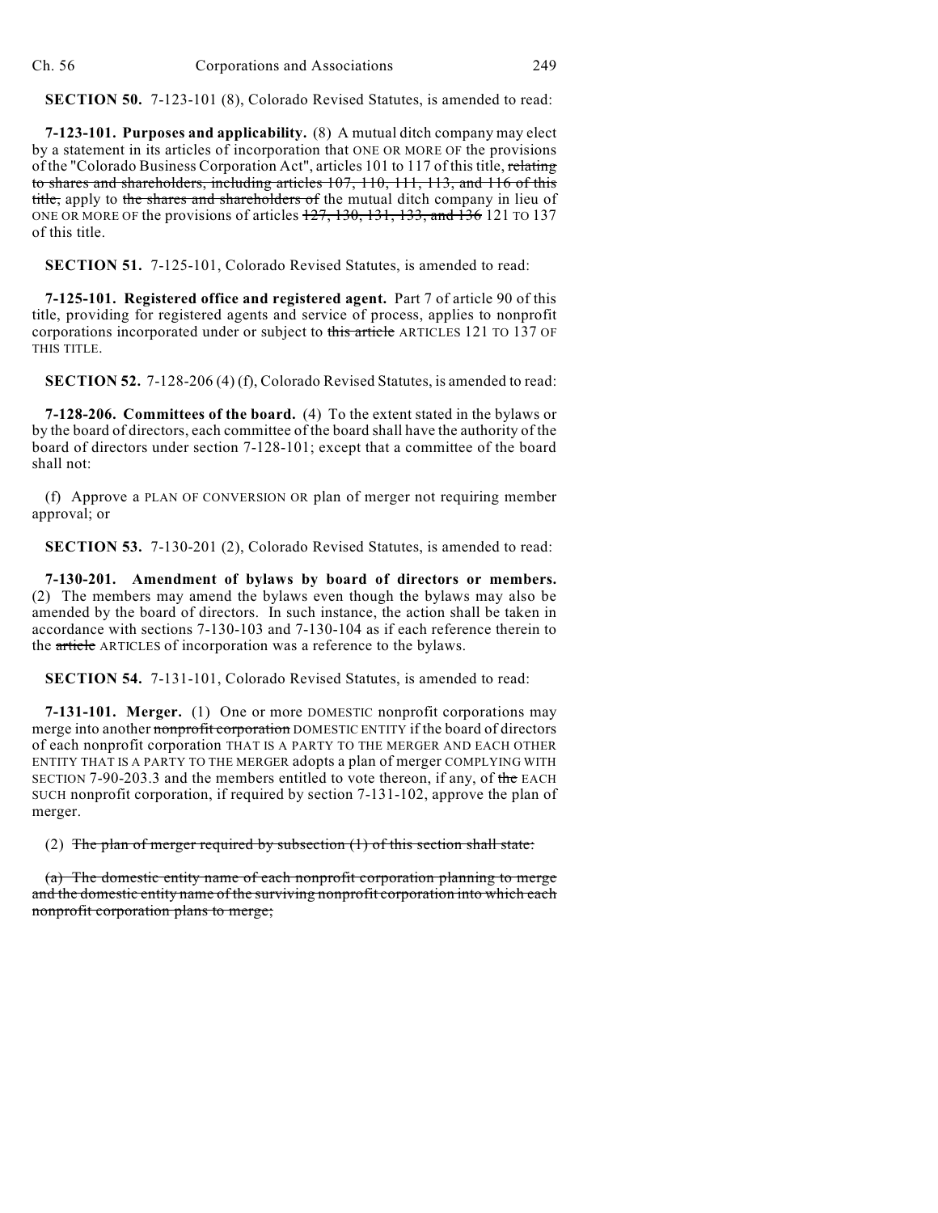**SECTION 50.** 7-123-101 (8), Colorado Revised Statutes, is amended to read:

**7-123-101. Purposes and applicability.** (8) A mutual ditch company may elect by a statement in its articles of incorporation that ONE OR MORE OF the provisions of the "Colorado Business Corporation Act", articles 101 to 117 of this title, ~~relating to shares and shareholders, including articles 107, 110, 111, 113, and 116 of this title,~~ apply to ~~the shares and shareholders of~~ the mutual ditch company in lieu of ONE OR MORE OF the provisions of articles ~~127, 130, 131, 133, and 136~~ 121 TO 137 of this title.

**SECTION 51.** 7-125-101, Colorado Revised Statutes, is amended to read:

**7-125-101. Registered office and registered agent.** Part 7 of article 90 of this title, providing for registered agents and service of process, applies to nonprofit corporations incorporated under or subject to ~~this article~~ ARTICLES 121 TO 137 OF THIS TITLE.

**SECTION 52.** 7-128-206 (4) (f), Colorado Revised Statutes, is amended to read:

**7-128-206. Committees of the board.** (4) To the extent stated in the bylaws or by the board of directors, each committee of the board shall have the authority of the board of directors under section 7-128-101; except that a committee of the board shall not:

(f) Approve a PLAN OF CONVERSION OR plan of merger not requiring member approval; or

**SECTION 53.** 7-130-201 (2), Colorado Revised Statutes, is amended to read:

**7-130-201. Amendment of bylaws by board of directors or members.** (2) The members may amend the bylaws even though the bylaws may also be amended by the board of directors. In such instance, the action shall be taken in accordance with sections 7-130-103 and 7-130-104 as if each reference therein to the ~~article~~ ARTICLES of incorporation was a reference to the bylaws.

**SECTION 54.** 7-131-101, Colorado Revised Statutes, is amended to read:

**7-131-101. Merger.** (1) One or more DOMESTIC nonprofit corporations may merge into another ~~nonprofit corporation~~ DOMESTIC ENTITY if the board of directors of each nonprofit corporation THAT IS A PARTY TO THE MERGER AND EACH OTHER ENTITY THAT IS A PARTY TO THE MERGER adopts a plan of merger COMPLYING WITH SECTION 7-90-203.3 and the members entitled to vote thereon, if any, of ~~the~~ EACH SUCH nonprofit corporation, if required by section 7-131-102, approve the plan of merger.

(2) ~~The plan of merger required by subsection (1) of this section shall state:~~

~~(a) The domestic entity name of each nonprofit corporation planning to merge and the domestic entity name of the surviving nonprofit corporation into which each nonprofit corporation plans to merge;~~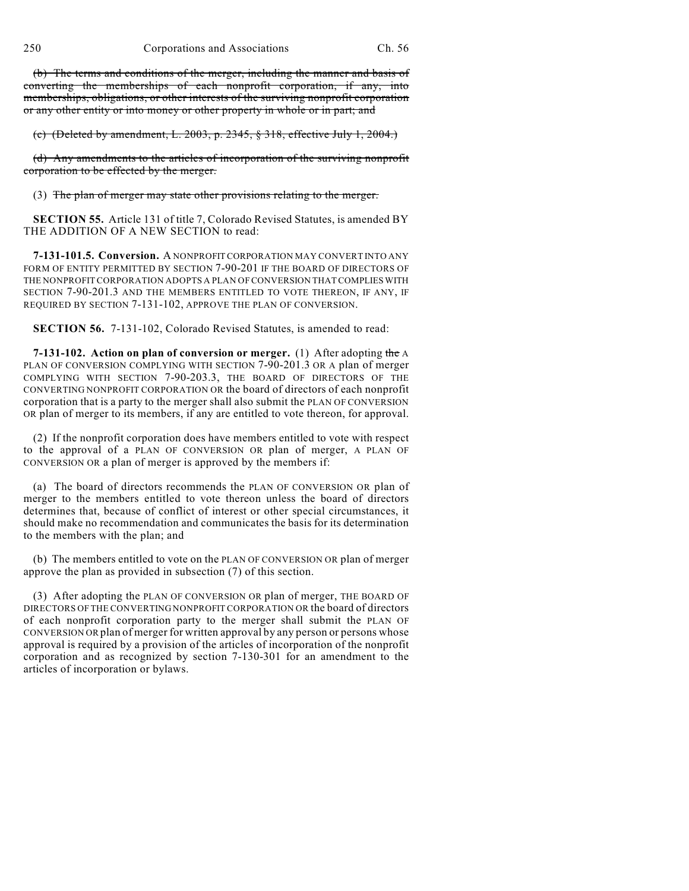~~(b) The terms and conditions of the merger, including the manner and basis of converting the memberships of each nonprofit corporation, if any, into memberships, obligations, or other interests of the surviving nonprofit corporation or any other entity or into money or other property in whole or in part; and~~

~~(c) (Deleted by amendment, L. 2003, p. 2345, § 318, effective July 1, 2004.)~~

~~(d) Any amendments to the articles of incorporation of the surviving nonprofit corporation to be effected by the merger.~~

(3) ~~The plan of merger may state other provisions relating to the merger.~~

**SECTION 55.** Article 131 of title 7, Colorado Revised Statutes, is amended BY THE ADDITION OF A NEW SECTION to read:

**7-131-101.5. Conversion.** A NONPROFIT CORPORATION MAY CONVERT INTO ANY FORM OF ENTITY PERMITTED BY SECTION 7-90-201 IF THE BOARD OF DIRECTORS OF THE NONPROFIT CORPORATION ADOPTS A PLAN OF CONVERSION THAT COMPLIES WITH SECTION 7-90-201.3 AND THE MEMBERS ENTITLED TO VOTE THEREON, IF ANY, IF REQUIRED BY SECTION 7-131-102, APPROVE THE PLAN OF CONVERSION.

**SECTION 56.** 7-131-102, Colorado Revised Statutes, is amended to read:

**7-131-102. Action on plan of conversion or merger.** (1) After adopting ~~the~~ A PLAN OF CONVERSION COMPLYING WITH SECTION 7-90-201.3 OR A plan of merger COMPLYING WITH SECTION 7-90-203.3, THE BOARD OF DIRECTORS OF THE CONVERTING NONPROFIT CORPORATION OR the board of directors of each nonprofit corporation that is a party to the merger shall also submit the PLAN OF CONVERSION OR plan of merger to its members, if any are entitled to vote thereon, for approval.

(2) If the nonprofit corporation does have members entitled to vote with respect to the approval of a PLAN OF CONVERSION OR plan of merger, A PLAN OF CONVERSION OR a plan of merger is approved by the members if:

(a) The board of directors recommends the PLAN OF CONVERSION OR plan of merger to the members entitled to vote thereon unless the board of directors determines that, because of conflict of interest or other special circumstances, it should make no recommendation and communicates the basis for its determination to the members with the plan; and

(b) The members entitled to vote on the PLAN OF CONVERSION OR plan of merger approve the plan as provided in subsection (7) of this section.

(3) After adopting the PLAN OF CONVERSION OR plan of merger, THE BOARD OF DIRECTORS OF THE CONVERTING NONPROFIT CORPORATION OR the board of directors of each nonprofit corporation party to the merger shall submit the PLAN OF CONVERSION OR plan of merger for written approval by any person or persons whose approval is required by a provision of the articles of incorporation of the nonprofit corporation and as recognized by section 7-130-301 for an amendment to the articles of incorporation or bylaws.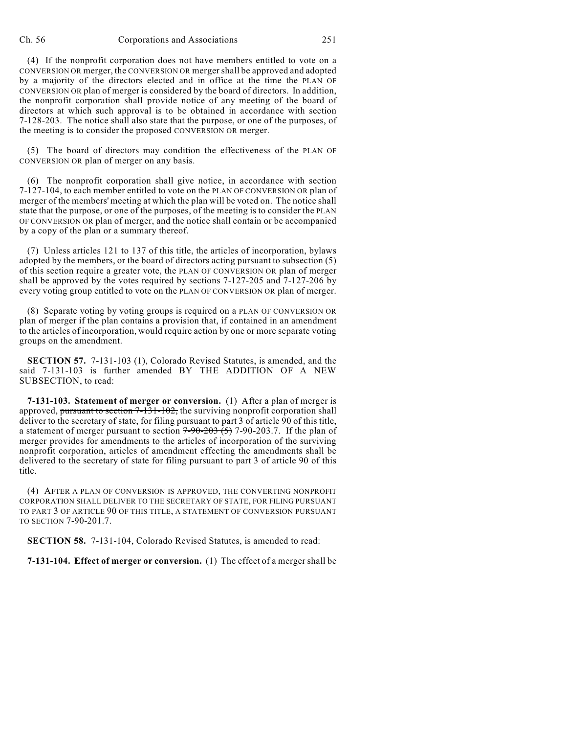(4) If the nonprofit corporation does not have members entitled to vote on a CONVERSION OR merger, the CONVERSION OR merger shall be approved and adopted by a majority of the directors elected and in office at the time the PLAN OF CONVERSION OR plan of merger is considered by the board of directors. In addition, the nonprofit corporation shall provide notice of any meeting of the board of directors at which such approval is to be obtained in accordance with section 7-128-203. The notice shall also state that the purpose, or one of the purposes, of the meeting is to consider the proposed CONVERSION OR merger.

(5) The board of directors may condition the effectiveness of the PLAN OF CONVERSION OR plan of merger on any basis.

(6) The nonprofit corporation shall give notice, in accordance with section 7-127-104, to each member entitled to vote on the PLAN OF CONVERSION OR plan of merger of the members' meeting at which the plan will be voted on. The notice shall state that the purpose, or one of the purposes, of the meeting is to consider the PLAN OF CONVERSION OR plan of merger, and the notice shall contain or be accompanied by a copy of the plan or a summary thereof.

(7) Unless articles 121 to 137 of this title, the articles of incorporation, bylaws adopted by the members, or the board of directors acting pursuant to subsection (5) of this section require a greater vote, the PLAN OF CONVERSION OR plan of merger shall be approved by the votes required by sections 7-127-205 and 7-127-206 by every voting group entitled to vote on the PLAN OF CONVERSION OR plan of merger.

(8) Separate voting by voting groups is required on a PLAN OF CONVERSION OR plan of merger if the plan contains a provision that, if contained in an amendment to the articles of incorporation, would require action by one or more separate voting groups on the amendment.

**SECTION 57.** 7-131-103 (1), Colorado Revised Statutes, is amended, and the said 7-131-103 is further amended BY THE ADDITION OF A NEW SUBSECTION, to read:

**7-131-103. Statement of merger or conversion.** (1) After a plan of merger is approved, ~~pursuant to section 7-131-102,~~ the surviving nonprofit corporation shall deliver to the secretary of state, for filing pursuant to part 3 of article 90 of this title, a statement of merger pursuant to section ~~7-90-203 (5)~~ 7-90-203.7. If the plan of merger provides for amendments to the articles of incorporation of the surviving nonprofit corporation, articles of amendment effecting the amendments shall be delivered to the secretary of state for filing pursuant to part 3 of article 90 of this title.

(4) AFTER A PLAN OF CONVERSION IS APPROVED, THE CONVERTING NONPROFIT CORPORATION SHALL DELIVER TO THE SECRETARY OF STATE, FOR FILING PURSUANT TO PART 3 OF ARTICLE 90 OF THIS TITLE, A STATEMENT OF CONVERSION PURSUANT TO SECTION 7-90-201.7.

**SECTION 58.** 7-131-104, Colorado Revised Statutes, is amended to read:

**7-131-104. Effect of merger or conversion.** (1) The effect of a merger shall be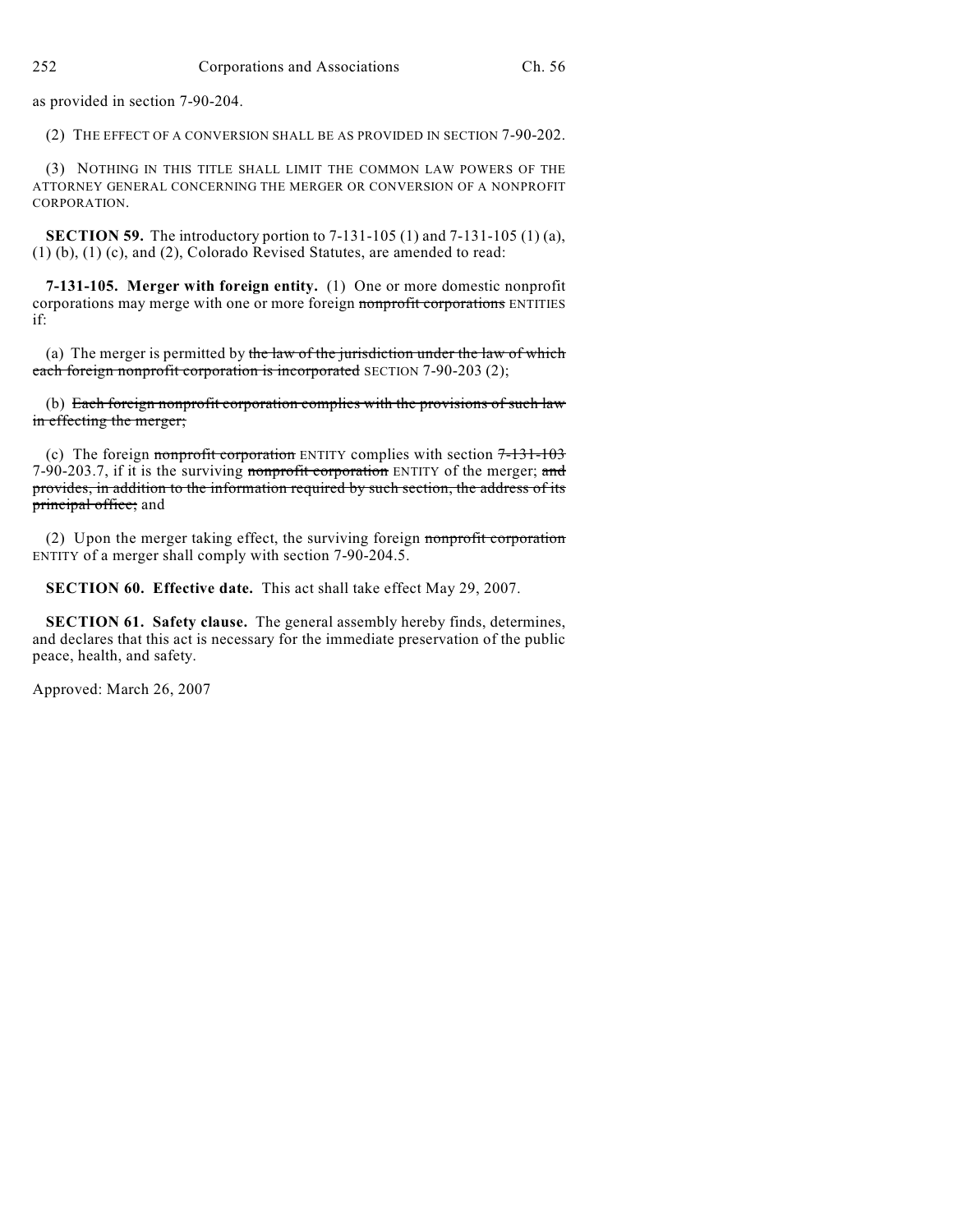as provided in section 7-90-204.

(2) THE EFFECT OF A CONVERSION SHALL BE AS PROVIDED IN SECTION 7-90-202.

(3) NOTHING IN THIS TITLE SHALL LIMIT THE COMMON LAW POWERS OF THE ATTORNEY GENERAL CONCERNING THE MERGER OR CONVERSION OF A NONPROFIT CORPORATION.

**SECTION 59.** The introductory portion to 7-131-105 (1) and 7-131-105 (1) (a), (1) (b), (1) (c), and (2), Colorado Revised Statutes, are amended to read:

**7-131-105. Merger with foreign entity.** (1) One or more domestic nonprofit corporations may merge with one or more foreign ~~nonprofit corporations~~ ENTITIES if:

(a) The merger is permitted by ~~the law of the jurisdiction under the law of which each foreign nonprofit corporation is incorporated~~ SECTION 7-90-203 (2);

(b) ~~Each foreign nonprofit corporation complies with the provisions of such law in effecting the merger;~~

(c) The foreign ~~nonprofit corporation~~ ENTITY complies with section ~~7-131-103~~ 7-90-203.7, if it is the surviving ~~nonprofit corporation~~ ENTITY of the merger; ~~and provides, in addition to the information required by such section, the address of its principal office;~~ and

(2) Upon the merger taking effect, the surviving foreign ~~nonprofit corporation~~ ENTITY of a merger shall comply with section 7-90-204.5.

**SECTION 60. Effective date.** This act shall take effect May 29, 2007.

**SECTION 61. Safety clause.** The general assembly hereby finds, determines, and declares that this act is necessary for the immediate preservation of the public peace, health, and safety.

Approved: March 26, 2007